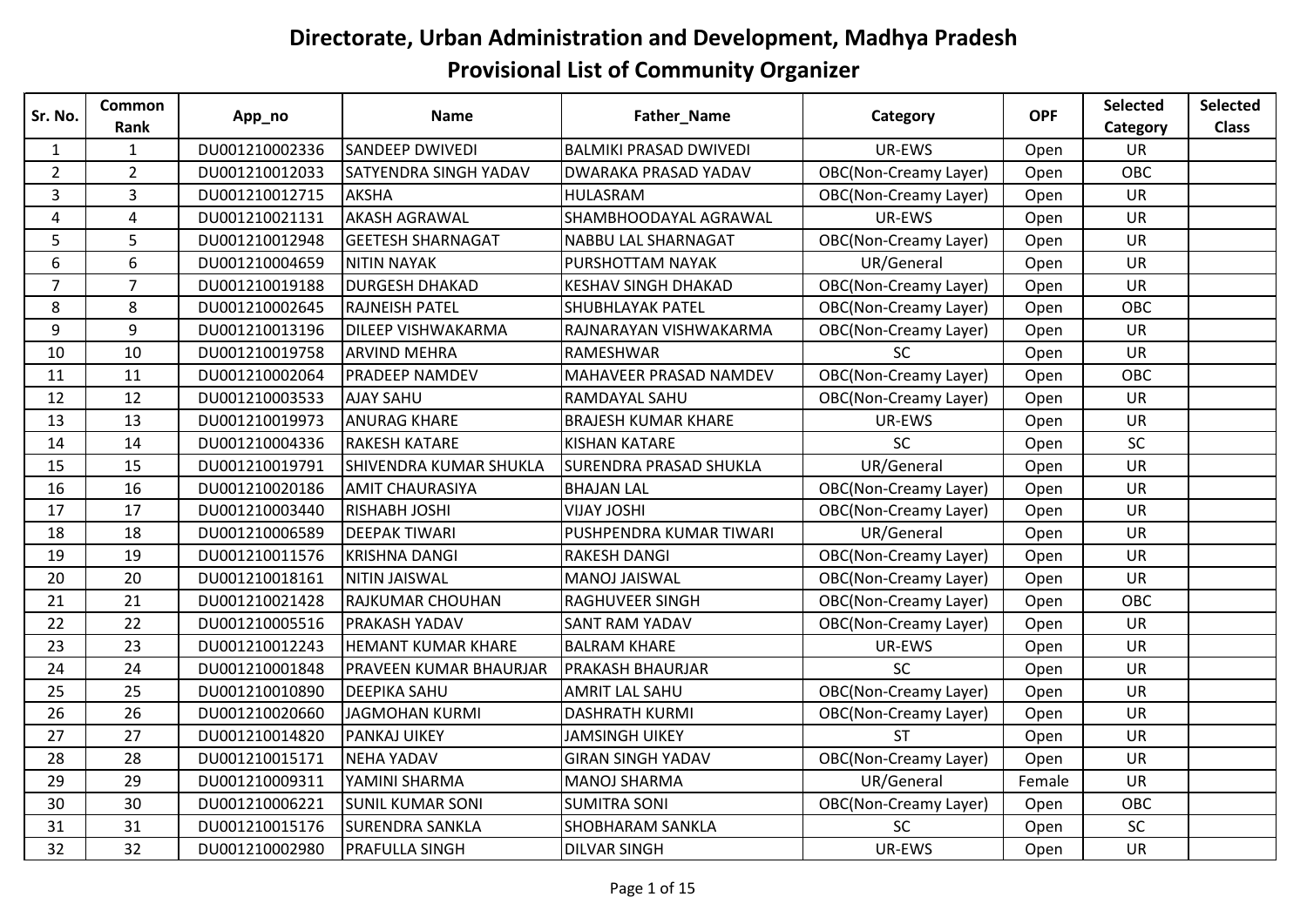# Directorate, Urban Administration and Development, Madhya Pradesh

## Provisional List of Community Organizer

| Sr. No. | Common Rank | App_no | Name | Father_Name | Category | OPF | Selected Category | Selected Class |
|---|---|---|---|---|---|---|---|---|
| 1 | 1 | DU001210002336 | SANDEEP DWIVEDI | BALMIKI PRASAD DWIVEDI | UR-EWS | Open | UR | |
| 2 | 2 | DU001210012033 | SATYENDRA SINGH YADAV | DWARAKA PRASAD YADAV | OBC(Non-Creamy Layer) | Open | OBC | |
| 3 | 3 | DU001210012715 | AKSHA | HULASRAM | OBC(Non-Creamy Layer) | Open | UR | |
| 4 | 4 | DU001210021131 | AKASH AGRAWAL | SHAMBHOODAYAL AGRAWAL | UR-EWS | Open | UR | |
| 5 | 5 | DU001210012948 | GEETESH SHARNAGAT | NABBU LAL SHARNAGAT | OBC(Non-Creamy Layer) | Open | UR | |
| 6 | 6 | DU001210004659 | NITIN NAYAK | PURSHOTTAM NAYAK | UR/General | Open | UR | |
| 7 | 7 | DU001210019188 | DURGESH DHAKAD | KESHAV SINGH DHAKAD | OBC(Non-Creamy Layer) | Open | UR | |
| 8 | 8 | DU001210002645 | RAJNEISH PATEL | SHUBHLAYAK PATEL | OBC(Non-Creamy Layer) | Open | OBC | |
| 9 | 9 | DU001210013196 | DILEEP VISHWAKARMA | RAJNARAYAN VISHWAKARMA | OBC(Non-Creamy Layer) | Open | UR | |
| 10 | 10 | DU001210019758 | ARVIND MEHRA | RAMESHWAR | SC | Open | UR | |
| 11 | 11 | DU001210002064 | PRADEEP NAMDEV | MAHAVEER PRASAD NAMDEV | OBC(Non-Creamy Layer) | Open | OBC | |
| 12 | 12 | DU001210003533 | AJAY SAHU | RAMDAYAL SAHU | OBC(Non-Creamy Layer) | Open | UR | |
| 13 | 13 | DU001210019973 | ANURAG KHARE | BRAJESH KUMAR KHARE | UR-EWS | Open | UR | |
| 14 | 14 | DU001210004336 | RAKESH KATARE | KISHAN KATARE | SC | Open | SC | |
| 15 | 15 | DU001210019791 | SHIVENDRA KUMAR SHUKLA | SURENDRA PRASAD SHUKLA | UR/General | Open | UR | |
| 16 | 16 | DU001210020186 | AMIT CHAURASIYA | BHAJAN LAL | OBC(Non-Creamy Layer) | Open | UR | |
| 17 | 17 | DU001210003440 | RISHABH JOSHI | VIJAY JOSHI | OBC(Non-Creamy Layer) | Open | UR | |
| 18 | 18 | DU001210006589 | DEEPAK TIWARI | PUSHPENDRA KUMAR TIWARI | UR/General | Open | UR | |
| 19 | 19 | DU001210011576 | KRISHNA DANGI | RAKESH DANGI | OBC(Non-Creamy Layer) | Open | UR | |
| 20 | 20 | DU001210018161 | NITIN JAISWAL | MANOJ JAISWAL | OBC(Non-Creamy Layer) | Open | UR | |
| 21 | 21 | DU001210021428 | RAJKUMAR CHOUHAN | RAGHUVEER SINGH | OBC(Non-Creamy Layer) | Open | OBC | |
| 22 | 22 | DU001210005516 | PRAKASH YADAV | SANT RAM YADAV | OBC(Non-Creamy Layer) | Open | UR | |
| 23 | 23 | DU001210012243 | HEMANT KUMAR KHARE | BALRAM KHARE | UR-EWS | Open | UR | |
| 24 | 24 | DU001210001848 | PRAVEEN KUMAR BHAURJAR | PRAKASH BHAURJAR | SC | Open | UR | |
| 25 | 25 | DU001210010890 | DEEPIKA SAHU | AMRIT LAL SAHU | OBC(Non-Creamy Layer) | Open | UR | |
| 26 | 26 | DU001210020660 | JAGMOHAN KURMI | DASHRATH KURMI | OBC(Non-Creamy Layer) | Open | UR | |
| 27 | 27 | DU001210014820 | PANKAJ UIKEY | JAMSINGH UIKEY | ST | Open | UR | |
| 28 | 28 | DU001210015171 | NEHA YADAV | GIRAN SINGH YADAV | OBC(Non-Creamy Layer) | Open | UR | |
| 29 | 29 | DU001210009311 | YAMINI SHARMA | MANOJ SHARMA | UR/General | Female | UR | |
| 30 | 30 | DU001210006221 | SUNIL KUMAR SONI | SUMITRA SONI | OBC(Non-Creamy Layer) | Open | OBC | |
| 31 | 31 | DU001210015176 | SURENDRA SANKLA | SHOBHARAM SANKLA | SC | Open | SC | |
| 32 | 32 | DU001210002980 | PRAFULLA SINGH | DILVAR SINGH | UR-EWS | Open | UR | |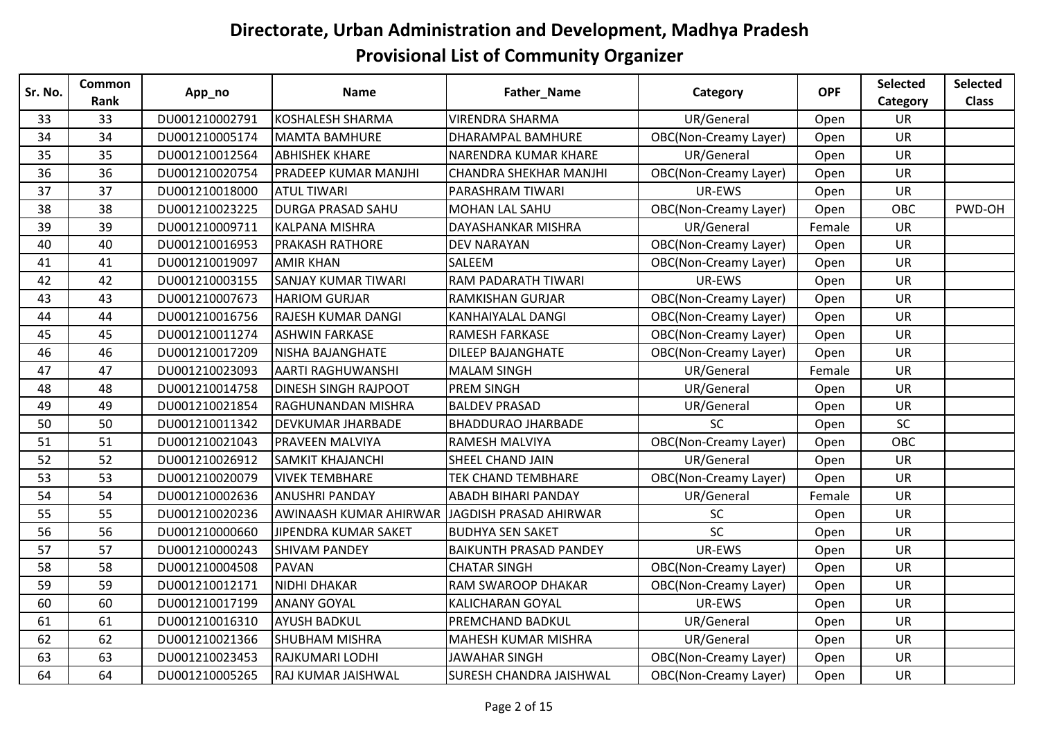# Directorate, Urban Administration and Development, Madhya Pradesh

## Provisional List of Community Organizer

| Sr. No. | Common Rank | App_no | Name | Father_Name | Category | OPF | Selected Category | Selected Class |
|---|---|---|---|---|---|---|---|---|
| 33 | 33 | DU001210002791 | KOSHALESH SHARMA | VIRENDRA SHARMA | UR/General | Open | UR | |
| 34 | 34 | DU001210005174 | MAMTA BAMHURE | DHARAMPAL BAMHURE | OBC(Non-Creamy Layer) | Open | UR | |
| 35 | 35 | DU001210012564 | ABHISHEK KHARE | NARENDRA KUMAR KHARE | UR/General | Open | UR | |
| 36 | 36 | DU001210020754 | PRADEEP KUMAR MANJHI | CHANDRA SHEKHAR MANJHI | OBC(Non-Creamy Layer) | Open | UR | |
| 37 | 37 | DU001210018000 | ATUL TIWARI | PARASHRAM TIWARI | UR-EWS | Open | UR | |
| 38 | 38 | DU001210023225 | DURGA PRASAD SAHU | MOHAN LAL SAHU | OBC(Non-Creamy Layer) | Open | OBC | PWD-OH |
| 39 | 39 | DU001210009711 | KALPANA MISHRA | DAYASHANKAR MISHRA | UR/General | Female | UR | |
| 40 | 40 | DU001210016953 | PRAKASH RATHORE | DEV NARAYAN | OBC(Non-Creamy Layer) | Open | UR | |
| 41 | 41 | DU001210019097 | AMIR KHAN | SALEEM | OBC(Non-Creamy Layer) | Open | UR | |
| 42 | 42 | DU001210003155 | SANJAY KUMAR TIWARI | RAM PADARATH TIWARI | UR-EWS | Open | UR | |
| 43 | 43 | DU001210007673 | HARIOM GURJAR | RAMKISHAN GURJAR | OBC(Non-Creamy Layer) | Open | UR | |
| 44 | 44 | DU001210016756 | RAJESH KUMAR DANGI | KANHAIYALAL DANGI | OBC(Non-Creamy Layer) | Open | UR | |
| 45 | 45 | DU001210011274 | ASHWIN FARKASE | RAMESH FARKASE | OBC(Non-Creamy Layer) | Open | UR | |
| 46 | 46 | DU001210017209 | NISHA BAJANGHATE | DILEEP BAJANGHATE | OBC(Non-Creamy Layer) | Open | UR | |
| 47 | 47 | DU001210023093 | AARTI RAGHUWANSHI | MALAM SINGH | UR/General | Female | UR | |
| 48 | 48 | DU001210014758 | DINESH SINGH RAJPOOT | PREM SINGH | UR/General | Open | UR | |
| 49 | 49 | DU001210021854 | RAGHUNANDAN MISHRA | BALDEV PRASAD | UR/General | Open | UR | |
| 50 | 50 | DU001210011342 | DEVKUMAR JHARBADE | BHADDURAO JHARBADE | SC | Open | SC | |
| 51 | 51 | DU001210021043 | PRAVEEN MALVIYA | RAMESH MALVIYA | OBC(Non-Creamy Layer) | Open | OBC | |
| 52 | 52 | DU001210026912 | SAMKIT KHAJANCHI | SHEEL CHAND JAIN | UR/General | Open | UR | |
| 53 | 53 | DU001210020079 | VIVEK TEMBHARE | TEK CHAND TEMBHARE | OBC(Non-Creamy Layer) | Open | UR | |
| 54 | 54 | DU001210002636 | ANUSHRI PANDAY | ABADH BIHARI PANDAY | UR/General | Female | UR | |
| 55 | 55 | DU001210020236 | AWINAASH KUMAR AHIRWAR | JAGDISH PRASAD AHIRWAR | SC | Open | UR | |
| 56 | 56 | DU001210000660 | JIPENDRA KUMAR SAKET | BUDHYA SEN SAKET | SC | Open | UR | |
| 57 | 57 | DU001210000243 | SHIVAM PANDEY | BAIKUNTH PRASAD PANDEY | UR-EWS | Open | UR | |
| 58 | 58 | DU001210004508 | PAVAN | CHATAR SINGH | OBC(Non-Creamy Layer) | Open | UR | |
| 59 | 59 | DU001210012171 | NIDHI DHAKAR | RAM SWAROOP DHAKAR | OBC(Non-Creamy Layer) | Open | UR | |
| 60 | 60 | DU001210017199 | ANANY GOYAL | KALICHARAN GOYAL | UR-EWS | Open | UR | |
| 61 | 61 | DU001210016310 | AYUSH BADKUL | PREMCHAND BADKUL | UR/General | Open | UR | |
| 62 | 62 | DU001210021366 | SHUBHAM MISHRA | MAHESH KUMAR MISHRA | UR/General | Open | UR | |
| 63 | 63 | DU001210023453 | RAJKUMARI LODHI | JAWAHAR SINGH | OBC(Non-Creamy Layer) | Open | UR | |
| 64 | 64 | DU001210005265 | RAJ KUMAR JAISHWAL | SURESH CHANDRA JAISHWAL | OBC(Non-Creamy Layer) | Open | UR | |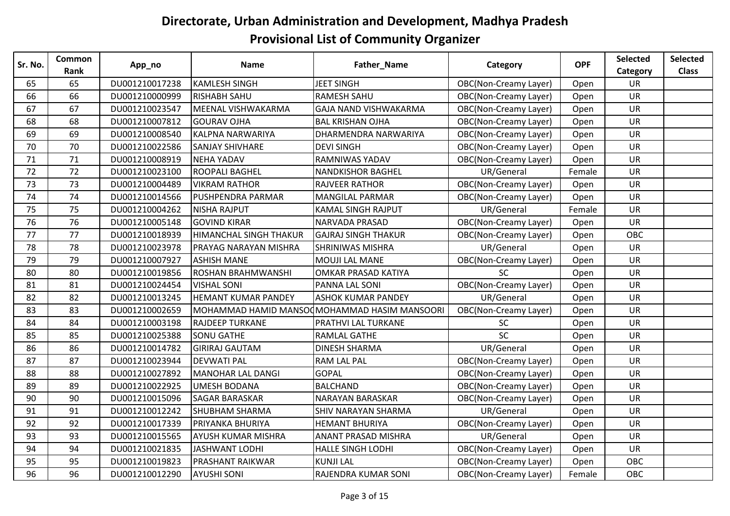# Directorate, Urban Administration and Development, Madhya Pradesh

## Provisional List of Community Organizer

| Sr. No. | Common Rank | App_no | Name | Father_Name | Category | OPF | Selected Category | Selected Class |
|---|---|---|---|---|---|---|---|---|
| 65 | 65 | DU001210017238 | KAMLESH SINGH | JEET SINGH | OBC(Non-Creamy Layer) | Open | UR | |
| 66 | 66 | DU001210000999 | RISHABH SAHU | RAMESH SAHU | OBC(Non-Creamy Layer) | Open | UR | |
| 67 | 67 | DU001210023547 | MEENAL VISHWAKARMA | GAJA NAND VISHWAKARMA | OBC(Non-Creamy Layer) | Open | UR | |
| 68 | 68 | DU001210007812 | GOURAV OJHA | BAL KRISHAN OJHA | OBC(Non-Creamy Layer) | Open | UR | |
| 69 | 69 | DU001210008540 | KALPNA NARWARIYA | DHARMENDRA NARWARIYA | OBC(Non-Creamy Layer) | Open | UR | |
| 70 | 70 | DU001210022586 | SANJAY SHIVHARE | DEVI SINGH | OBC(Non-Creamy Layer) | Open | UR | |
| 71 | 71 | DU001210008919 | NEHA YADAV | RAMNIWAS YADAV | OBC(Non-Creamy Layer) | Open | UR | |
| 72 | 72 | DU001210023100 | ROOPALI BAGHEL | NANDKISHOR BAGHEL | UR/General | Female | UR | |
| 73 | 73 | DU001210004489 | VIKRAM RATHOR | RAJVEER RATHOR | OBC(Non-Creamy Layer) | Open | UR | |
| 74 | 74 | DU001210014566 | PUSHPENDRA PARMAR | MANGILAL PARMAR | OBC(Non-Creamy Layer) | Open | UR | |
| 75 | 75 | DU001210004262 | NISHA RAJPUT | KAMAL SINGH RAJPUT | UR/General | Female | UR | |
| 76 | 76 | DU001210005148 | GOVIND KIRAR | NARVADA PRASAD | OBC(Non-Creamy Layer) | Open | UR | |
| 77 | 77 | DU001210018939 | HIMANCHAL SINGH THAKUR | GAJRAJ SINGH THAKUR | OBC(Non-Creamy Layer) | Open | OBC | |
| 78 | 78 | DU001210023978 | PRAYAG NARAYAN MISHRA | SHRINIWAS MISHRA | UR/General | Open | UR | |
| 79 | 79 | DU001210007927 | ASHISH MANE | MOUJI LAL MANE | OBC(Non-Creamy Layer) | Open | UR | |
| 80 | 80 | DU001210019856 | ROSHAN BRAHMWANSHI | OMKAR PRASAD KATIYA | SC | Open | UR | |
| 81 | 81 | DU001210024454 | VISHAL SONI | PANNA LAL SONI | OBC(Non-Creamy Layer) | Open | UR | |
| 82 | 82 | DU001210013245 | HEMANT KUMAR PANDEY | ASHOK KUMAR PANDEY | UR/General | Open | UR | |
| 83 | 83 | DU001210002659 | MOHAMMAD HAMID MANSOO | MOHAMMAD HASIM MANSOORI | OBC(Non-Creamy Layer) | Open | UR | |
| 84 | 84 | DU001210003198 | RAJDEEP TURKANE | PRATHVI LAL TURKANE | SC | Open | UR | |
| 85 | 85 | DU001210025388 | SONU GATHE | RAMLAL GATHE | SC | Open | UR | |
| 86 | 86 | DU001210014782 | GIRIRAJ GAUTAM | DINESH SHARMA | UR/General | Open | UR | |
| 87 | 87 | DU001210023944 | DEVWATI PAL | RAM LAL PAL | OBC(Non-Creamy Layer) | Open | UR | |
| 88 | 88 | DU001210027892 | MANOHAR LAL DANGI | GOPAL | OBC(Non-Creamy Layer) | Open | UR | |
| 89 | 89 | DU001210022925 | UMESH BODANA | BALCHAND | OBC(Non-Creamy Layer) | Open | UR | |
| 90 | 90 | DU001210015096 | SAGAR BARASKAR | NARAYAN BARASKAR | OBC(Non-Creamy Layer) | Open | UR | |
| 91 | 91 | DU001210012242 | SHUBHAM SHARMA | SHIV NARAYAN SHARMA | UR/General | Open | UR | |
| 92 | 92 | DU001210017339 | PRIYANKA BHURIYA | HEMANT BHURIYA | OBC(Non-Creamy Layer) | Open | UR | |
| 93 | 93 | DU001210015565 | AYUSH KUMAR MISHRA | ANANT PRASAD MISHRA | UR/General | Open | UR | |
| 94 | 94 | DU001210021835 | JASHWANT LODHI | HALLE SINGH LODHI | OBC(Non-Creamy Layer) | Open | UR | |
| 95 | 95 | DU001210019823 | PRASHANT RAIKWAR | KUNJI LAL | OBC(Non-Creamy Layer) | Open | OBC | |
| 96 | 96 | DU001210012290 | AYUSHI SONI | RAJENDRA KUMAR SONI | OBC(Non-Creamy Layer) | Female | OBC | |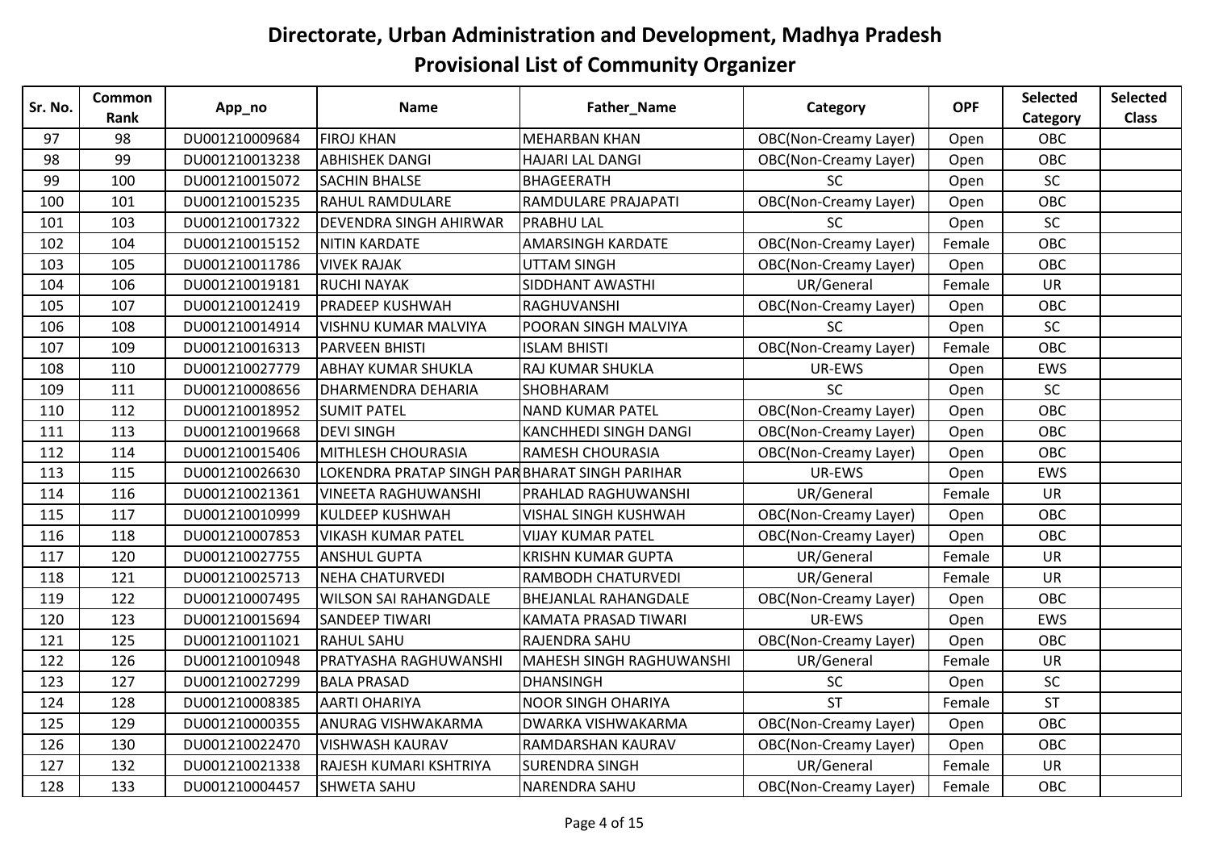# Directorate, Urban Administration and Development, Madhya Pradesh

## Provisional List of Community Organizer

| Sr. No. | Common Rank | App_no | Name | Father_Name | Category | OPF | Selected Category | Selected Class |
|---|---|---|---|---|---|---|---|---|
| 97 | 98 | DU001210009684 | FIROJ KHAN | MEHARBAN KHAN | OBC(Non-Creamy Layer) | Open | OBC | |
| 98 | 99 | DU001210013238 | ABHISHEK DANGI | HAJARI LAL DANGI | OBC(Non-Creamy Layer) | Open | OBC | |
| 99 | 100 | DU001210015072 | SACHIN BHALSE | BHAGEERATH | SC | Open | SC | |
| 100 | 101 | DU001210015235 | RAHUL RAMDULARE | RAMDULARE PRAJAPATI | OBC(Non-Creamy Layer) | Open | OBC | |
| 101 | 103 | DU001210017322 | DEVENDRA SINGH AHIRWAR | PRABHU LAL | SC | Open | SC | |
| 102 | 104 | DU001210015152 | NITIN KARDATE | AMARSINGH KARDATE | OBC(Non-Creamy Layer) | Female | OBC | |
| 103 | 105 | DU001210011786 | VIVEK RAJAK | UTTAM SINGH | OBC(Non-Creamy Layer) | Open | OBC | |
| 104 | 106 | DU001210019181 | RUCHI NAYAK | SIDDHANT AWASTHI | UR/General | Female | UR | |
| 105 | 107 | DU001210012419 | PRADEEP KUSHWAH | RAGHUVANSHI | OBC(Non-Creamy Layer) | Open | OBC | |
| 106 | 108 | DU001210014914 | VISHNU KUMAR MALVIYA | POORAN SINGH MALVIYA | SC | Open | SC | |
| 107 | 109 | DU001210016313 | PARVEEN BHISTI | ISLAM BHISTI | OBC(Non-Creamy Layer) | Female | OBC | |
| 108 | 110 | DU001210027779 | ABHAY KUMAR SHUKLA | RAJ KUMAR SHUKLA | UR-EWS | Open | EWS | |
| 109 | 111 | DU001210008656 | DHARMENDRA DEHARIA | SHOBHARAM | SC | Open | SC | |
| 110 | 112 | DU001210018952 | SUMIT PATEL | NAND KUMAR PATEL | OBC(Non-Creamy Layer) | Open | OBC | |
| 111 | 113 | DU001210019668 | DEVI SINGH | KANCHHEDI SINGH DANGI | OBC(Non-Creamy Layer) | Open | OBC | |
| 112 | 114 | DU001210015406 | MITHLESH CHOURASIA | RAMESH CHOURASIA | OBC(Non-Creamy Layer) | Open | OBC | |
| 113 | 115 | DU001210026630 | LOKENDRA PRATAP SINGH PAR | BHARAT SINGH PARIHAR | UR-EWS | Open | EWS | |
| 114 | 116 | DU001210021361 | VINEETA RAGHUWANSHI | PRAHLAD RAGHUWANSHI | UR/General | Female | UR | |
| 115 | 117 | DU001210010999 | KULDEEP KUSHWAH | VISHAL SINGH KUSHWAH | OBC(Non-Creamy Layer) | Open | OBC | |
| 116 | 118 | DU001210007853 | VIKASH KUMAR PATEL | VIJAY KUMAR PATEL | OBC(Non-Creamy Layer) | Open | OBC | |
| 117 | 120 | DU001210027755 | ANSHUL GUPTA | KRISHN KUMAR GUPTA | UR/General | Female | UR | |
| 118 | 121 | DU001210025713 | NEHA CHATURVEDI | RAMBODH CHATURVEDI | UR/General | Female | UR | |
| 119 | 122 | DU001210007495 | WILSON SAI RAHANGDALE | BHEJANLAL RAHANGDALE | OBC(Non-Creamy Layer) | Open | OBC | |
| 120 | 123 | DU001210015694 | SANDEEP TIWARI | KAMATA PRASAD TIWARI | UR-EWS | Open | EWS | |
| 121 | 125 | DU001210011021 | RAHUL SAHU | RAJENDRA SAHU | OBC(Non-Creamy Layer) | Open | OBC | |
| 122 | 126 | DU001210010948 | PRATYASHA RAGHUWANSHI | MAHESH SINGH RAGHUWANSHI | UR/General | Female | UR | |
| 123 | 127 | DU001210027299 | BALA PRASAD | DHANSINGH | SC | Open | SC | |
| 124 | 128 | DU001210008385 | AARTI OHARIYA | NOOR SINGH OHARIYA | ST | Female | ST | |
| 125 | 129 | DU001210000355 | ANURAG VISHWAKARMA | DWARKA VISHWAKARMA | OBC(Non-Creamy Layer) | Open | OBC | |
| 126 | 130 | DU001210022470 | VISHWASH KAURAV | RAMDARSHAN KAURAV | OBC(Non-Creamy Layer) | Open | OBC | |
| 127 | 132 | DU001210021338 | RAJESH KUMARI KSHTRIYA | SURENDRA SINGH | UR/General | Female | UR | |
| 128 | 133 | DU001210004457 | SHWETA SAHU | NARENDRA SAHU | OBC(Non-Creamy Layer) | Female | OBC | |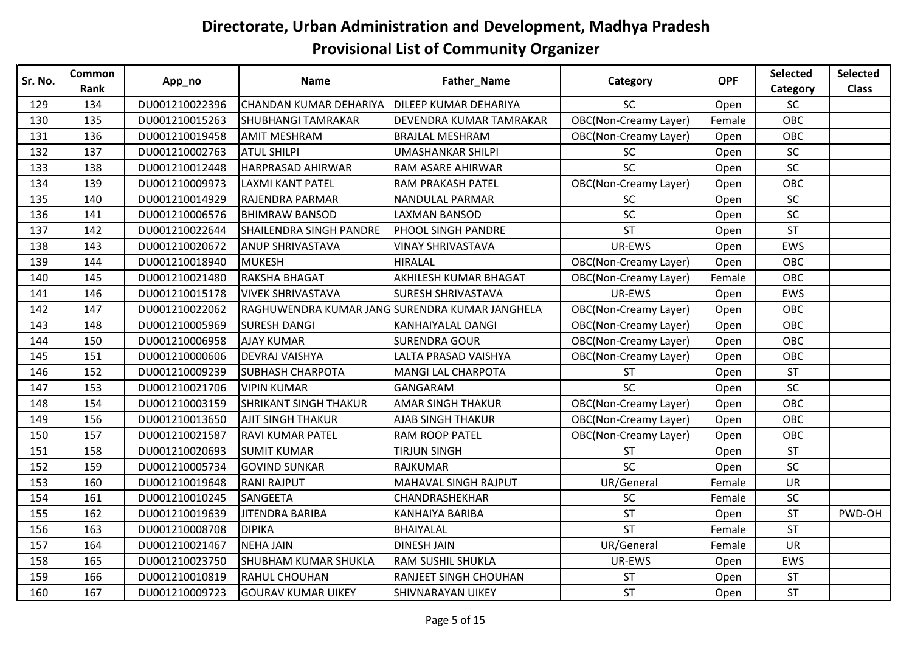# Directorate, Urban Administration and Development, Madhya Pradesh

## Provisional List of Community Organizer

| Sr. No. | Common Rank | App_no | Name | Father_Name | Category | OPF | Selected Category | Selected Class |
|---|---|---|---|---|---|---|---|---|
| 129 | 134 | DU001210022396 | CHANDAN KUMAR DEHARIYA | DILEEP KUMAR DEHARIYA | SC | Open | SC | |
| 130 | 135 | DU001210015263 | SHUBHANGI TAMRAKAR | DEVENDRA KUMAR TAMRAKAR | OBC(Non-Creamy Layer) | Female | OBC | |
| 131 | 136 | DU001210019458 | AMIT MESHRAM | BRAJLAL MESHRAM | OBC(Non-Creamy Layer) | Open | OBC | |
| 132 | 137 | DU001210002763 | ATUL SHILPI | UMASHANKAR SHILPI | SC | Open | SC | |
| 133 | 138 | DU001210012448 | HARPRASAD AHIRWAR | RAM ASARE AHIRWAR | SC | Open | SC | |
| 134 | 139 | DU001210009973 | LAXMI KANT PATEL | RAM PRAKASH PATEL | OBC(Non-Creamy Layer) | Open | OBC | |
| 135 | 140 | DU001210014929 | RAJENDRA PARMAR | NANDULAL PARMAR | SC | Open | SC | |
| 136 | 141 | DU001210006576 | BHIMRAW BANSOD | LAXMAN BANSOD | SC | Open | SC | |
| 137 | 142 | DU001210022644 | SHAILENDRA SINGH PANDRE | PHOOL SINGH PANDRE | ST | Open | ST | |
| 138 | 143 | DU001210020672 | ANUP SHRIVASTAVA | VINAY SHRIVASTAVA | UR-EWS | Open | EWS | |
| 139 | 144 | DU001210018940 | MUKESH | HIRALAL | OBC(Non-Creamy Layer) | Open | OBC | |
| 140 | 145 | DU001210021480 | RAKSHA BHAGAT | AKHILESH KUMAR BHAGAT | OBC(Non-Creamy Layer) | Female | OBC | |
| 141 | 146 | DU001210015178 | VIVEK SHRIVASTAVA | SURESH SHRIVASTAVA | UR-EWS | Open | EWS | |
| 142 | 147 | DU001210022062 | RAGHUWENDRA KUMAR JANG | SURENDRA KUMAR JANGHELA | OBC(Non-Creamy Layer) | Open | OBC | |
| 143 | 148 | DU001210005969 | SURESH DANGI | KANHAIYALAL DANGI | OBC(Non-Creamy Layer) | Open | OBC | |
| 144 | 150 | DU001210006958 | AJAY KUMAR | SURENDRA GOUR | OBC(Non-Creamy Layer) | Open | OBC | |
| 145 | 151 | DU001210000606 | DEVRAJ VAISHYA | LALTA PRASAD VAISHYA | OBC(Non-Creamy Layer) | Open | OBC | |
| 146 | 152 | DU001210009239 | SUBHASH CHARPOTA | MANGI LAL CHARPOTA | ST | Open | ST | |
| 147 | 153 | DU001210021706 | VIPIN KUMAR | GANGARAM | SC | Open | SC | |
| 148 | 154 | DU001210003159 | SHRIKANT SINGH THAKUR | AMAR SINGH THAKUR | OBC(Non-Creamy Layer) | Open | OBC | |
| 149 | 156 | DU001210013650 | AJIT SINGH THAKUR | AJAB SINGH THAKUR | OBC(Non-Creamy Layer) | Open | OBC | |
| 150 | 157 | DU001210021587 | RAVI KUMAR PATEL | RAM ROOP PATEL | OBC(Non-Creamy Layer) | Open | OBC | |
| 151 | 158 | DU001210020693 | SUMIT KUMAR | TIRJUN SINGH | ST | Open | ST | |
| 152 | 159 | DU001210005734 | GOVIND SUNKAR | RAJKUMAR | SC | Open | SC | |
| 153 | 160 | DU001210019648 | RANI RAJPUT | MAHAVAL SINGH RAJPUT | UR/General | Female | UR | |
| 154 | 161 | DU001210010245 | SANGEETA | CHANDRASHEKHAR | SC | Female | SC | |
| 155 | 162 | DU001210019639 | JITENDRA BARIBA | KANHAIYA BARIBA | ST | Open | ST | PWD-OH |
| 156 | 163 | DU001210008708 | DIPIKA | BHAIYALAL | ST | Female | ST | |
| 157 | 164 | DU001210021467 | NEHA JAIN | DINESH JAIN | UR/General | Female | UR | |
| 158 | 165 | DU001210023750 | SHUBHAM KUMAR SHUKLA | RAM SUSHIL SHUKLA | UR-EWS | Open | EWS | |
| 159 | 166 | DU001210010819 | RAHUL CHOUHAN | RANJEET SINGH CHOUHAN | ST | Open | ST | |
| 160 | 167 | DU001210009723 | GOURAV KUMAR UIKEY | SHIVNARAYAN UIKEY | ST | Open | ST | |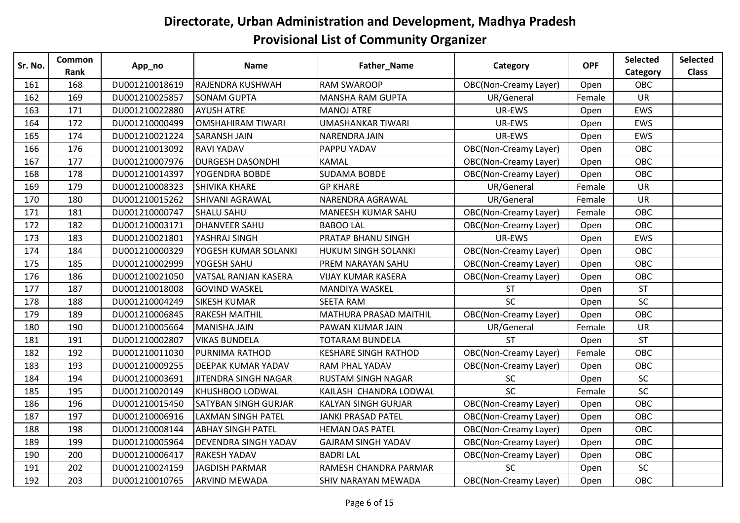# Directorate, Urban Administration and Development, Madhya Pradesh

## Provisional List of Community Organizer

| Sr. No. | Common Rank | App_no | Name | Father_Name | Category | OPF | Selected Category | Selected Class |
|---|---|---|---|---|---|---|---|---|
| 161 | 168 | DU001210018619 | RAJENDRA KUSHWAH | RAM SWAROOP | OBC(Non-Creamy Layer) | Open | OBC | |
| 162 | 169 | DU001210025857 | SONAM GUPTA | MANSHA RAM GUPTA | UR/General | Female | UR | |
| 163 | 171 | DU001210022880 | AYUSH ATRE | MANOJ ATRE | UR-EWS | Open | EWS | |
| 164 | 172 | DU001210000499 | OMSHAHIRAM TIWARI | UMASHANKAR TIWARI | UR-EWS | Open | EWS | |
| 165 | 174 | DU001210021224 | SARANSH JAIN | NARENDRA JAIN | UR-EWS | Open | EWS | |
| 166 | 176 | DU001210013092 | RAVI YADAV | PAPPU YADAV | OBC(Non-Creamy Layer) | Open | OBC | |
| 167 | 177 | DU001210007976 | DURGESH DASONDHI | KAMAL | OBC(Non-Creamy Layer) | Open | OBC | |
| 168 | 178 | DU001210014397 | YOGENDRA BOBDE | SUDAMA BOBDE | OBC(Non-Creamy Layer) | Open | OBC | |
| 169 | 179 | DU001210008323 | SHIVIKA KHARE | GP KHARE | UR/General | Female | UR | |
| 170 | 180 | DU001210015262 | SHIVANI AGRAWAL | NARENDRA AGRAWAL | UR/General | Female | UR | |
| 171 | 181 | DU001210000747 | SHALU SAHU | MANEESH KUMAR SAHU | OBC(Non-Creamy Layer) | Female | OBC | |
| 172 | 182 | DU001210003171 | DHANVEER SAHU | BABOO LAL | OBC(Non-Creamy Layer) | Open | OBC | |
| 173 | 183 | DU001210021801 | YASHRAJ SINGH | PRATAP BHANU SINGH | UR-EWS | Open | EWS | |
| 174 | 184 | DU001210000329 | YOGESH KUMAR SOLANKI | HUKUM SINGH SOLANKI | OBC(Non-Creamy Layer) | Open | OBC | |
| 175 | 185 | DU001210002999 | YOGESH SAHU | PREM NARAYAN SAHU | OBC(Non-Creamy Layer) | Open | OBC | |
| 176 | 186 | DU001210021050 | VATSAL RANJAN KASERA | VIJAY KUMAR KASERA | OBC(Non-Creamy Layer) | Open | OBC | |
| 177 | 187 | DU001210018008 | GOVIND WASKEL | MANDIYA WASKEL | ST | Open | ST | |
| 178 | 188 | DU001210004249 | SIKESH KUMAR | SEETA RAM | SC | Open | SC | |
| 179 | 189 | DU001210006845 | RAKESH MAITHIL | MATHURA PRASAD MAITHIL | OBC(Non-Creamy Layer) | Open | OBC | |
| 180 | 190 | DU001210005664 | MANISHA JAIN | PAWAN KUMAR JAIN | UR/General | Female | UR | |
| 181 | 191 | DU001210002807 | VIKAS BUNDELA | TOTARAM BUNDELA | ST | Open | ST | |
| 182 | 192 | DU001210011030 | PURNIMA RATHOD | KESHARE SINGH RATHOD | OBC(Non-Creamy Layer) | Female | OBC | |
| 183 | 193 | DU001210009255 | DEEPAK KUMAR YADAV | RAM PHAL YADAV | OBC(Non-Creamy Layer) | Open | OBC | |
| 184 | 194 | DU001210003691 | JITENDRA SINGH NAGAR | RUSTAM SINGH NAGAR | SC | Open | SC | |
| 185 | 195 | DU001210020149 | KHUSHBOO LODWAL | KAILASH CHANDRA LODWAL | SC | Female | SC | |
| 186 | 196 | DU001210015450 | SATYBAN SINGH GURJAR | KALYAN SINGH GURJAR | OBC(Non-Creamy Layer) | Open | OBC | |
| 187 | 197 | DU001210006916 | LAXMAN SINGH PATEL | JANKI PRASAD PATEL | OBC(Non-Creamy Layer) | Open | OBC | |
| 188 | 198 | DU001210008144 | ABHAY SINGH PATEL | HEMAN DAS PATEL | OBC(Non-Creamy Layer) | Open | OBC | |
| 189 | 199 | DU001210005964 | DEVENDRA SINGH YADAV | GAJRAM SINGH YADAV | OBC(Non-Creamy Layer) | Open | OBC | |
| 190 | 200 | DU001210006417 | RAKESH YADAV | BADRI LAL | OBC(Non-Creamy Layer) | Open | OBC | |
| 191 | 202 | DU001210024159 | JAGDISH PARMAR | RAMESH CHANDRA PARMAR | SC | Open | SC | |
| 192 | 203 | DU001210010765 | ARVIND MEWADA | SHIV NARAYAN MEWADA | OBC(Non-Creamy Layer) | Open | OBC | |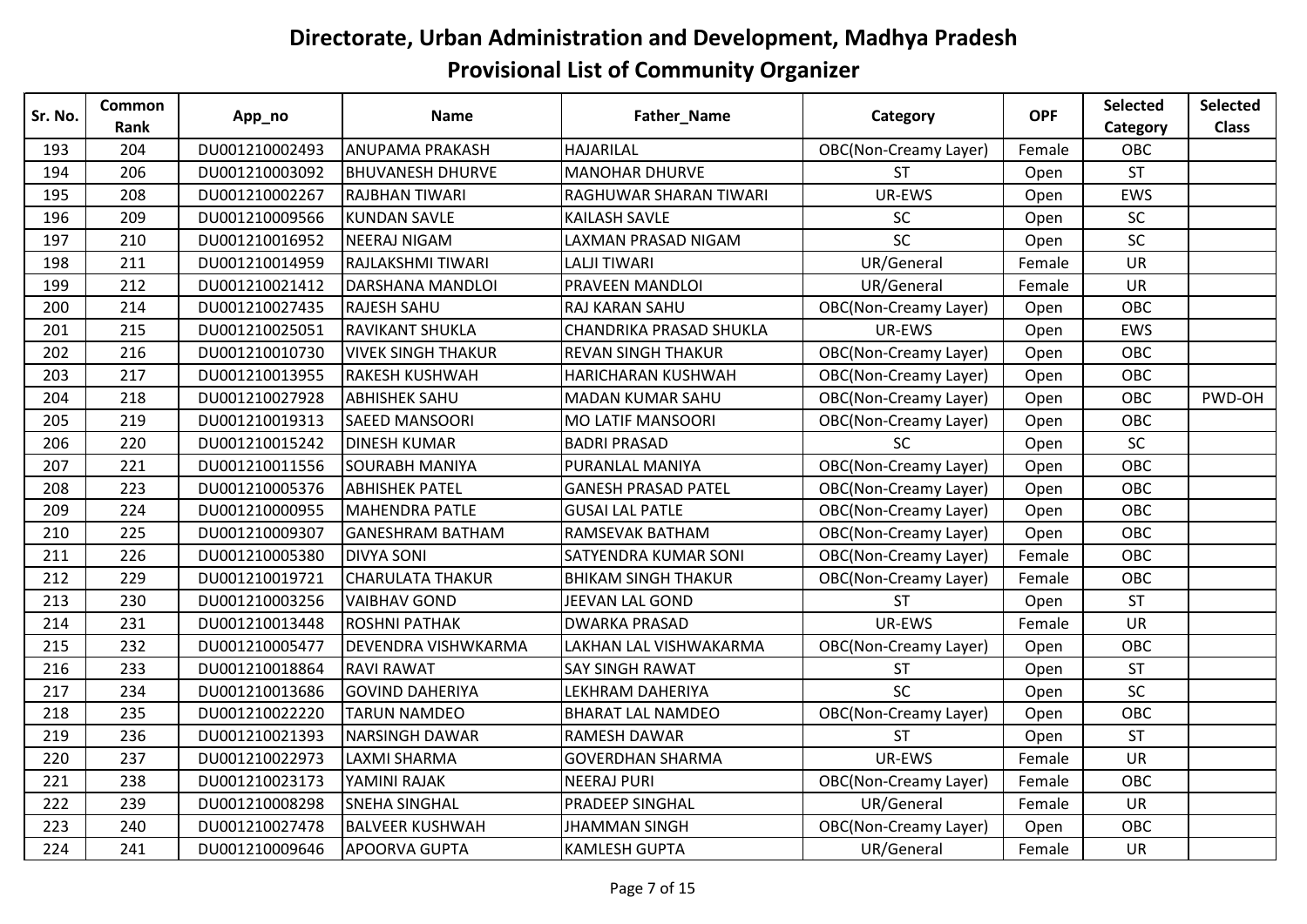# Directorate, Urban Administration and Development, Madhya Pradesh

## Provisional List of Community Organizer

| Sr. No. | Common Rank | App_no | Name | Father_Name | Category | OPF | Selected Category | Selected Class |
|---|---|---|---|---|---|---|---|---|
| 193 | 204 | DU001210002493 | ANUPAMA PRAKASH | HAJARILAL | OBC(Non-Creamy Layer) | Female | OBC | |
| 194 | 206 | DU001210003092 | BHUVANESH DHURVE | MANOHAR DHURVE | ST | Open | ST | |
| 195 | 208 | DU001210002267 | RAJBHAN TIWARI | RAGHUWAR SHARAN TIWARI | UR-EWS | Open | EWS | |
| 196 | 209 | DU001210009566 | KUNDAN SAVLE | KAILASH SAVLE | SC | Open | SC | |
| 197 | 210 | DU001210016952 | NEERAJ NIGAM | LAXMAN PRASAD NIGAM | SC | Open | SC | |
| 198 | 211 | DU001210014959 | RAJLAKSHMI TIWARI | LALJI TIWARI | UR/General | Female | UR | |
| 199 | 212 | DU001210021412 | DARSHANA MANDLOI | PRAVEEN MANDLOI | UR/General | Female | UR | |
| 200 | 214 | DU001210027435 | RAJESH SAHU | RAJ KARAN SAHU | OBC(Non-Creamy Layer) | Open | OBC | |
| 201 | 215 | DU001210025051 | RAVIKANT SHUKLA | CHANDRIKA PRASAD SHUKLA | UR-EWS | Open | EWS | |
| 202 | 216 | DU001210010730 | VIVEK SINGH THAKUR | REVAN SINGH THAKUR | OBC(Non-Creamy Layer) | Open | OBC | |
| 203 | 217 | DU001210013955 | RAKESH KUSHWAH | HARICHARAN KUSHWAH | OBC(Non-Creamy Layer) | Open | OBC | |
| 204 | 218 | DU001210027928 | ABHISHEK SAHU | MADAN KUMAR SAHU | OBC(Non-Creamy Layer) | Open | OBC | PWD-OH |
| 205 | 219 | DU001210019313 | SAEED MANSOORI | MO LATIF MANSOORI | OBC(Non-Creamy Layer) | Open | OBC | |
| 206 | 220 | DU001210015242 | DINESH KUMAR | BADRI PRASAD | SC | Open | SC | |
| 207 | 221 | DU001210011556 | SOURABH MANIYA | PURANLAL MANIYA | OBC(Non-Creamy Layer) | Open | OBC | |
| 208 | 223 | DU001210005376 | ABHISHEK PATEL | GANESH PRASAD PATEL | OBC(Non-Creamy Layer) | Open | OBC | |
| 209 | 224 | DU001210000955 | MAHENDRA PATLE | GUSAI LAL PATLE | OBC(Non-Creamy Layer) | Open | OBC | |
| 210 | 225 | DU001210009307 | GANESHRAM BATHAM | RAMSEVAK BATHAM | OBC(Non-Creamy Layer) | Open | OBC | |
| 211 | 226 | DU001210005380 | DIVYA SONI | SATYENDRA KUMAR SONI | OBC(Non-Creamy Layer) | Female | OBC | |
| 212 | 229 | DU001210019721 | CHARULATA THAKUR | BHIKAM SINGH THAKUR | OBC(Non-Creamy Layer) | Female | OBC | |
| 213 | 230 | DU001210003256 | VAIBHAV GOND | JEEVAN LAL GOND | ST | Open | ST | |
| 214 | 231 | DU001210013448 | ROSHNI PATHAK | DWARKA PRASAD | UR-EWS | Female | UR | |
| 215 | 232 | DU001210005477 | DEVENDRA VISHWKARMA | LAKHAN LAL VISHWAKARMA | OBC(Non-Creamy Layer) | Open | OBC | |
| 216 | 233 | DU001210018864 | RAVI RAWAT | SAY SINGH RAWAT | ST | Open | ST | |
| 217 | 234 | DU001210013686 | GOVIND DAHERIYA | LEKHRAM DAHERIYA | SC | Open | SC | |
| 218 | 235 | DU001210022220 | TARUN NAMDEO | BHARAT LAL NAMDEO | OBC(Non-Creamy Layer) | Open | OBC | |
| 219 | 236 | DU001210021393 | NARSINGH DAWAR | RAMESH DAWAR | ST | Open | ST | |
| 220 | 237 | DU001210022973 | LAXMI SHARMA | GOVERDHAN SHARMA | UR-EWS | Female | UR | |
| 221 | 238 | DU001210023173 | YAMINI RAJAK | NEERAJ PURI | OBC(Non-Creamy Layer) | Female | OBC | |
| 222 | 239 | DU001210008298 | SNEHA SINGHAL | PRADEEP SINGHAL | UR/General | Female | UR | |
| 223 | 240 | DU001210027478 | BALVEER KUSHWAH | JHAMMAN SINGH | OBC(Non-Creamy Layer) | Open | OBC | |
| 224 | 241 | DU001210009646 | APOORVA GUPTA | KAMLESH GUPTA | UR/General | Female | UR | |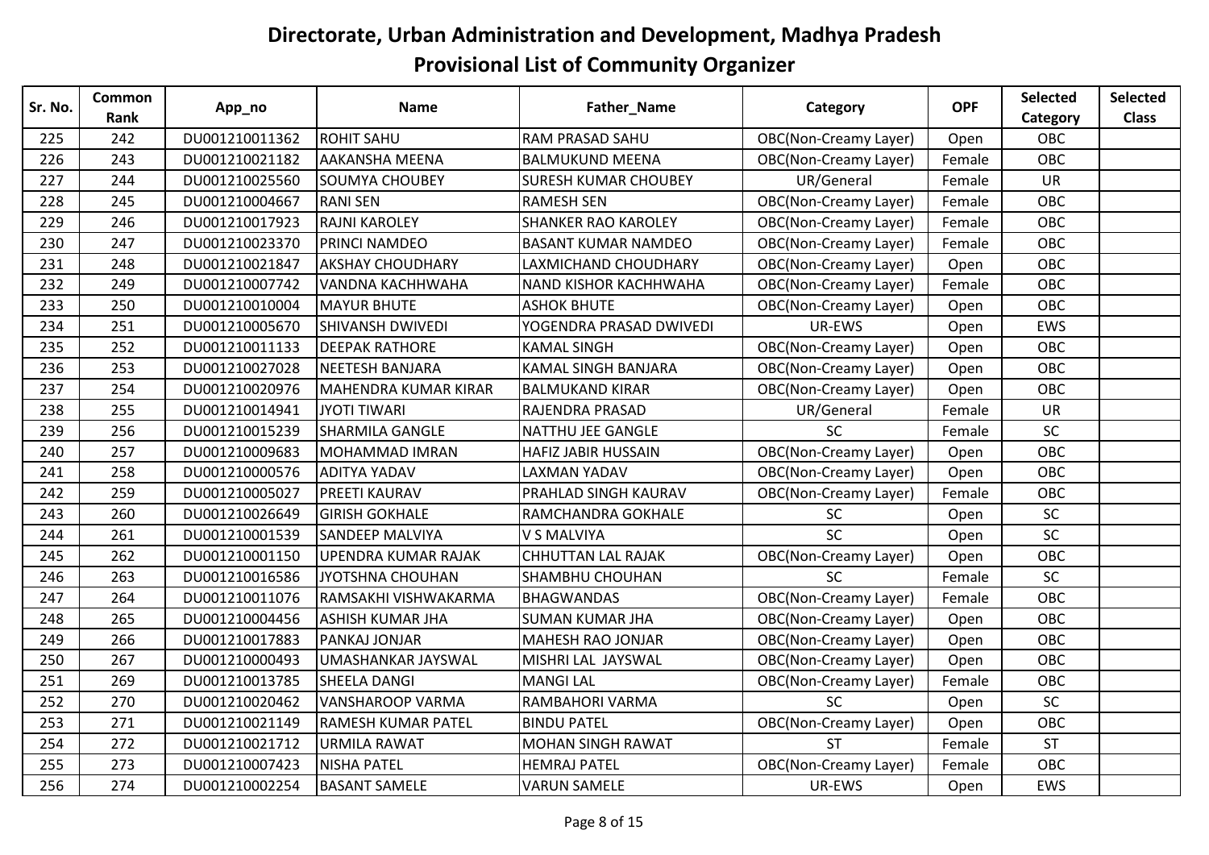# Directorate, Urban Administration and Development, Madhya Pradesh

## Provisional List of Community Organizer

| Sr. No. | Common Rank | App_no | Name | Father_Name | Category | OPF | Selected Category | Selected Class |
|---|---|---|---|---|---|---|---|---|
| 225 | 242 | DU001210011362 | ROHIT SAHU | RAM PRASAD SAHU | OBC(Non-Creamy Layer) | Open | OBC | |
| 226 | 243 | DU001210021182 | AAKANSHA MEENA | BALMUKUND MEENA | OBC(Non-Creamy Layer) | Female | OBC | |
| 227 | 244 | DU001210025560 | SOUMYA CHOUBEY | SURESH KUMAR CHOUBEY | UR/General | Female | UR | |
| 228 | 245 | DU001210004667 | RANI SEN | RAMESH SEN | OBC(Non-Creamy Layer) | Female | OBC | |
| 229 | 246 | DU001210017923 | RAJNI KAROLEY | SHANKER RAO KAROLEY | OBC(Non-Creamy Layer) | Female | OBC | |
| 230 | 247 | DU001210023370 | PRINCI NAMDEO | BASANT KUMAR NAMDEO | OBC(Non-Creamy Layer) | Female | OBC | |
| 231 | 248 | DU001210021847 | AKSHAY CHOUDHARY | LAXMICHAND CHOUDHARY | OBC(Non-Creamy Layer) | Open | OBC | |
| 232 | 249 | DU001210007742 | VANDNA KACHHWAHA | NAND KISHOR KACHHWAHA | OBC(Non-Creamy Layer) | Female | OBC | |
| 233 | 250 | DU001210010004 | MAYUR BHUTE | ASHOK BHUTE | OBC(Non-Creamy Layer) | Open | OBC | |
| 234 | 251 | DU001210005670 | SHIVANSH DWIVEDI | YOGENDRA PRASAD DWIVEDI | UR-EWS | Open | EWS | |
| 235 | 252 | DU001210011133 | DEEPAK RATHORE | KAMAL SINGH | OBC(Non-Creamy Layer) | Open | OBC | |
| 236 | 253 | DU001210027028 | NEETESH BANJARA | KAMAL SINGH BANJARA | OBC(Non-Creamy Layer) | Open | OBC | |
| 237 | 254 | DU001210020976 | MAHENDRA KUMAR KIRAR | BALMUKAND KIRAR | OBC(Non-Creamy Layer) | Open | OBC | |
| 238 | 255 | DU001210014941 | JYOTI TIWARI | RAJENDRA PRASAD | UR/General | Female | UR | |
| 239 | 256 | DU001210015239 | SHARMILA GANGLE | NATTHU JEE GANGLE | SC | Female | SC | |
| 240 | 257 | DU001210009683 | MOHAMMAD IMRAN | HAFIZ JABIR HUSSAIN | OBC(Non-Creamy Layer) | Open | OBC | |
| 241 | 258 | DU001210000576 | ADITYA YADAV | LAXMAN YADAV | OBC(Non-Creamy Layer) | Open | OBC | |
| 242 | 259 | DU001210005027 | PREETI KAURAV | PRAHLAD SINGH KAURAV | OBC(Non-Creamy Layer) | Female | OBC | |
| 243 | 260 | DU001210026649 | GIRISH GOKHALE | RAMCHANDRA GOKHALE | SC | Open | SC | |
| 244 | 261 | DU001210001539 | SANDEEP MALVIYA | V S MALVIYA | SC | Open | SC | |
| 245 | 262 | DU001210001150 | UPENDRA KUMAR RAJAK | CHHUTTAN LAL RAJAK | OBC(Non-Creamy Layer) | Open | OBC | |
| 246 | 263 | DU001210016586 | JYOTSHNA CHOUHAN | SHAMBHU CHOUHAN | SC | Female | SC | |
| 247 | 264 | DU001210011076 | RAMSAKHI VISHWAKARMA | BHAGWANDAS | OBC(Non-Creamy Layer) | Female | OBC | |
| 248 | 265 | DU001210004456 | ASHISH KUMAR JHA | SUMAN KUMAR JHA | OBC(Non-Creamy Layer) | Open | OBC | |
| 249 | 266 | DU001210017883 | PANKAJ JONJAR | MAHESH RAO JONJAR | OBC(Non-Creamy Layer) | Open | OBC | |
| 250 | 267 | DU001210000493 | UMASHANKAR JAYSWAL | MISHRI LAL JAYSWAL | OBC(Non-Creamy Layer) | Open | OBC | |
| 251 | 269 | DU001210013785 | SHEELA DANGI | MANGI LAL | OBC(Non-Creamy Layer) | Female | OBC | |
| 252 | 270 | DU001210020462 | VANSHAROOP VARMA | RAMBAHORI VARMA | SC | Open | SC | |
| 253 | 271 | DU001210021149 | RAMESH KUMAR PATEL | BINDU PATEL | OBC(Non-Creamy Layer) | Open | OBC | |
| 254 | 272 | DU001210021712 | URMILA RAWAT | MOHAN SINGH RAWAT | ST | Female | ST | |
| 255 | 273 | DU001210007423 | NISHA PATEL | HEMRAJ PATEL | OBC(Non-Creamy Layer) | Female | OBC | |
| 256 | 274 | DU001210002254 | BASANT SAMELE | VARUN SAMELE | UR-EWS | Open | EWS | |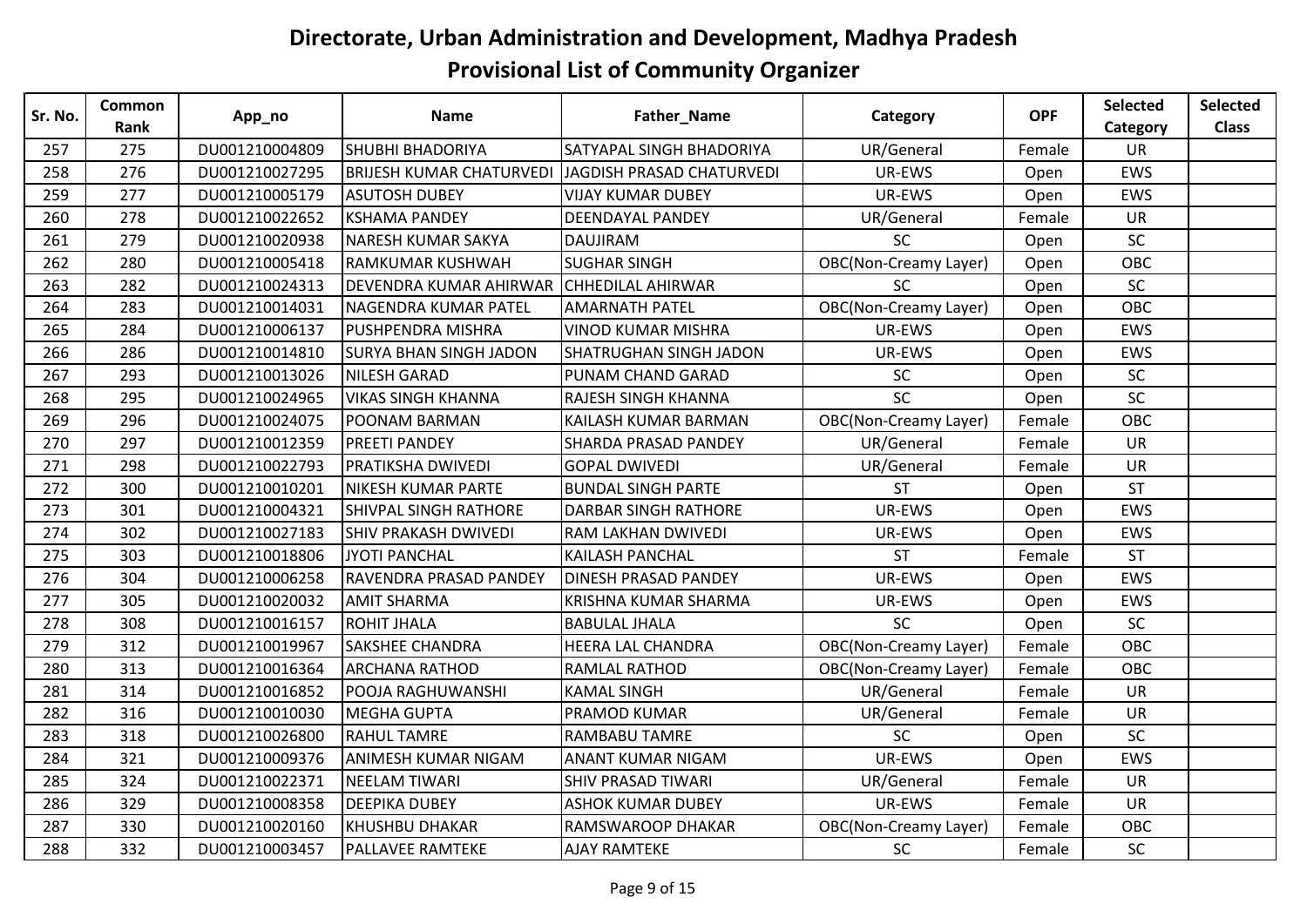# Directorate, Urban Administration and Development, Madhya Pradesh

## Provisional List of Community Organizer

| Sr. No. | Common Rank | App_no | Name | Father_Name | Category | OPF | Selected Category | Selected Class |
|---|---|---|---|---|---|---|---|---|
| 257 | 275 | DU001210004809 | SHUBHI BHADORIYA | SATYAPAL SINGH BHADORIYA | UR/General | Female | UR | |
| 258 | 276 | DU001210027295 | BRIJESH KUMAR CHATURVEDI | JAGDISH PRASAD CHATURVEDI | UR-EWS | Open | EWS | |
| 259 | 277 | DU001210005179 | ASUTOSH DUBEY | VIJAY KUMAR DUBEY | UR-EWS | Open | EWS | |
| 260 | 278 | DU001210022652 | KSHAMA PANDEY | DEENDAYAL PANDEY | UR/General | Female | UR | |
| 261 | 279 | DU001210020938 | NARESH KUMAR SAKYA | DAUJIRAM | SC | Open | SC | |
| 262 | 280 | DU001210005418 | RAMKUMAR KUSHWAH | SUGHAR SINGH | OBC(Non-Creamy Layer) | Open | OBC | |
| 263 | 282 | DU001210024313 | DEVENDRA KUMAR AHIRWAR | CHHEDILAL AHIRWAR | SC | Open | SC | |
| 264 | 283 | DU001210014031 | NAGENDRA KUMAR PATEL | AMARNATH PATEL | OBC(Non-Creamy Layer) | Open | OBC | |
| 265 | 284 | DU001210006137 | PUSHPENDRA MISHRA | VINOD KUMAR MISHRA | UR-EWS | Open | EWS | |
| 266 | 286 | DU001210014810 | SURYA BHAN SINGH JADON | SHATRUGHAN SINGH JADON | UR-EWS | Open | EWS | |
| 267 | 293 | DU001210013026 | NILESH GARAD | PUNAM CHAND GARAD | SC | Open | SC | |
| 268 | 295 | DU001210024965 | VIKAS SINGH KHANNA | RAJESH SINGH KHANNA | SC | Open | SC | |
| 269 | 296 | DU001210024075 | POONAM BARMAN | KAILASH KUMAR BARMAN | OBC(Non-Creamy Layer) | Female | OBC | |
| 270 | 297 | DU001210012359 | PREETI PANDEY | SHARDA PRASAD PANDEY | UR/General | Female | UR | |
| 271 | 298 | DU001210022793 | PRATIKSHA DWIVEDI | GOPAL DWIVEDI | UR/General | Female | UR | |
| 272 | 300 | DU001210010201 | NIKESH KUMAR PARTE | BUNDAL SINGH PARTE | ST | Open | ST | |
| 273 | 301 | DU001210004321 | SHIVPAL SINGH RATHORE | DARBAR SINGH RATHORE | UR-EWS | Open | EWS | |
| 274 | 302 | DU001210027183 | SHIV PRAKASH DWIVEDI | RAM LAKHAN DWIVEDI | UR-EWS | Open | EWS | |
| 275 | 303 | DU001210018806 | JYOTI PANCHAL | KAILASH PANCHAL | ST | Female | ST | |
| 276 | 304 | DU001210006258 | RAVENDRA PRASAD PANDEY | DINESH PRASAD PANDEY | UR-EWS | Open | EWS | |
| 277 | 305 | DU001210020032 | AMIT SHARMA | KRISHNA KUMAR SHARMA | UR-EWS | Open | EWS | |
| 278 | 308 | DU001210016157 | ROHIT JHALA | BABULAL JHALA | SC | Open | SC | |
| 279 | 312 | DU001210019967 | SAKSHEE CHANDRA | HEERA LAL CHANDRA | OBC(Non-Creamy Layer) | Female | OBC | |
| 280 | 313 | DU001210016364 | ARCHANA RATHOD | RAMLAL RATHOD | OBC(Non-Creamy Layer) | Female | OBC | |
| 281 | 314 | DU001210016852 | POOJA RAGHUWANSHI | KAMAL SINGH | UR/General | Female | UR | |
| 282 | 316 | DU001210010030 | MEGHA GUPTA | PRAMOD KUMAR | UR/General | Female | UR | |
| 283 | 318 | DU001210026800 | RAHUL TAMRE | RAMBABU TAMRE | SC | Open | SC | |
| 284 | 321 | DU001210009376 | ANIMESH KUMAR NIGAM | ANANT KUMAR NIGAM | UR-EWS | Open | EWS | |
| 285 | 324 | DU001210022371 | NEELAM TIWARI | SHIV PRASAD TIWARI | UR/General | Female | UR | |
| 286 | 329 | DU001210008358 | DEEPIKA DUBEY | ASHOK KUMAR DUBEY | UR-EWS | Female | UR | |
| 287 | 330 | DU001210020160 | KHUSHBU DHAKAR | RAMSWAROOP DHAKAR | OBC(Non-Creamy Layer) | Female | OBC | |
| 288 | 332 | DU001210003457 | PALLAVEE RAMTEKE | AJAY RAMTEKE | SC | Female | SC | |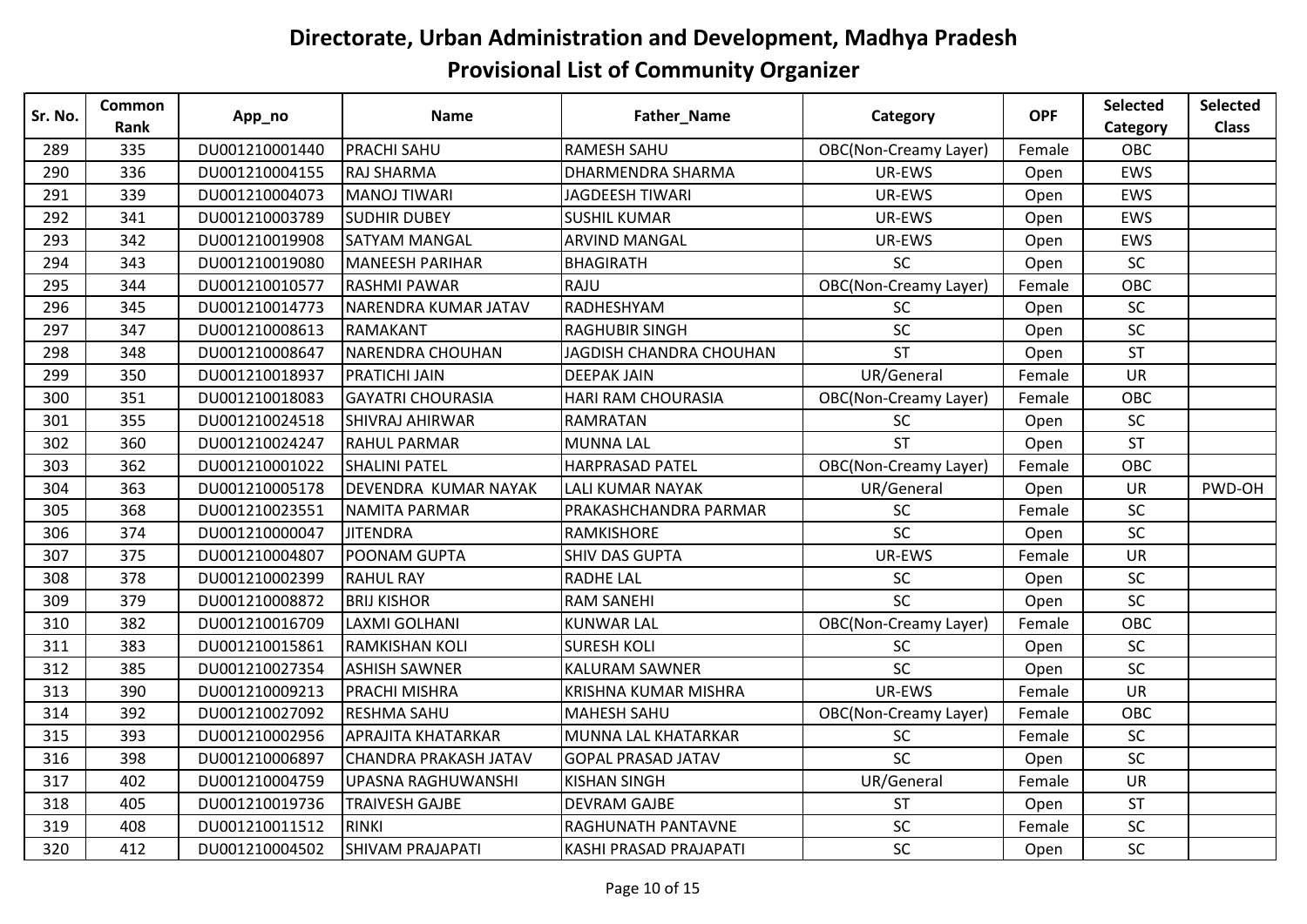# Directorate, Urban Administration and Development, Madhya Pradesh

## Provisional List of Community Organizer

| Sr. No. | Common Rank | App_no | Name | Father_Name | Category | OPF | Selected Category | Selected Class |
|---|---|---|---|---|---|---|---|---|
| 289 | 335 | DU001210001440 | PRACHI SAHU | RAMESH SAHU | OBC(Non-Creamy Layer) | Female | OBC | |
| 290 | 336 | DU001210004155 | RAJ SHARMA | DHARMENDRA SHARMA | UR-EWS | Open | EWS | |
| 291 | 339 | DU001210004073 | MANOJ TIWARI | JAGDEESH TIWARI | UR-EWS | Open | EWS | |
| 292 | 341 | DU001210003789 | SUDHIR DUBEY | SUSHIL KUMAR | UR-EWS | Open | EWS | |
| 293 | 342 | DU001210019908 | SATYAM MANGAL | ARVIND MANGAL | UR-EWS | Open | EWS | |
| 294 | 343 | DU001210019080 | MANEESH PARIHAR | BHAGIRATH | SC | Open | SC | |
| 295 | 344 | DU001210010577 | RASHMI PAWAR | RAJU | OBC(Non-Creamy Layer) | Female | OBC | |
| 296 | 345 | DU001210014773 | NARENDRA KUMAR JATAV | RADHESHYAM | SC | Open | SC | |
| 297 | 347 | DU001210008613 | RAMAKANT | RAGHUBIR SINGH | SC | Open | SC | |
| 298 | 348 | DU001210008647 | NARENDRA CHOUHAN | JAGDISH CHANDRA CHOUHAN | ST | Open | ST | |
| 299 | 350 | DU001210018937 | PRATICHI JAIN | DEEPAK JAIN | UR/General | Female | UR | |
| 300 | 351 | DU001210018083 | GAYATRI CHOURASIA | HARI RAM CHOURASIA | OBC(Non-Creamy Layer) | Female | OBC | |
| 301 | 355 | DU001210024518 | SHIVRAJ AHIRWAR | RAMRATAN | SC | Open | SC | |
| 302 | 360 | DU001210024247 | RAHUL PARMAR | MUNNA LAL | ST | Open | ST | |
| 303 | 362 | DU001210001022 | SHALINI PATEL | HARPRASAD PATEL | OBC(Non-Creamy Layer) | Female | OBC | |
| 304 | 363 | DU001210005178 | DEVENDRA KUMAR NAYAK | LALI KUMAR NAYAK | UR/General | Open | UR | PWD-OH |
| 305 | 368 | DU001210023551 | NAMITA PARMAR | PRAKASHCHANDRA PARMAR | SC | Female | SC | |
| 306 | 374 | DU001210000047 | JITENDRA | RAMKISHORE | SC | Open | SC | |
| 307 | 375 | DU001210004807 | POONAM GUPTA | SHIV DAS GUPTA | UR-EWS | Female | UR | |
| 308 | 378 | DU001210002399 | RAHUL RAY | RADHE LAL | SC | Open | SC | |
| 309 | 379 | DU001210008872 | BRIJ KISHOR | RAM SANEHI | SC | Open | SC | |
| 310 | 382 | DU001210016709 | LAXMI GOLHANI | KUNWAR LAL | OBC(Non-Creamy Layer) | Female | OBC | |
| 311 | 383 | DU001210015861 | RAMKISHAN KOLI | SURESH KOLI | SC | Open | SC | |
| 312 | 385 | DU001210027354 | ASHISH SAWNER | KALURAM SAWNER | SC | Open | SC | |
| 313 | 390 | DU001210009213 | PRACHI MISHRA | KRISHNA KUMAR MISHRA | UR-EWS | Female | UR | |
| 314 | 392 | DU001210027092 | RESHMA SAHU | MAHESH SAHU | OBC(Non-Creamy Layer) | Female | OBC | |
| 315 | 393 | DU001210002956 | APRAJITA KHATARKAR | MUNNA LAL KHATARKAR | SC | Female | SC | |
| 316 | 398 | DU001210006897 | CHANDRA PRAKASH JATAV | GOPAL PRASAD JATAV | SC | Open | SC | |
| 317 | 402 | DU001210004759 | UPASNA RAGHUWANSHI | KISHAN SINGH | UR/General | Female | UR | |
| 318 | 405 | DU001210019736 | TRAIVESH GAJBE | DEVRAM GAJBE | ST | Open | ST | |
| 319 | 408 | DU001210011512 | RINKI | RAGHUNATH PANTAVNE | SC | Female | SC | |
| 320 | 412 | DU001210004502 | SHIVAM PRAJAPATI | KASHI PRASAD PRAJAPATI | SC | Open | SC | |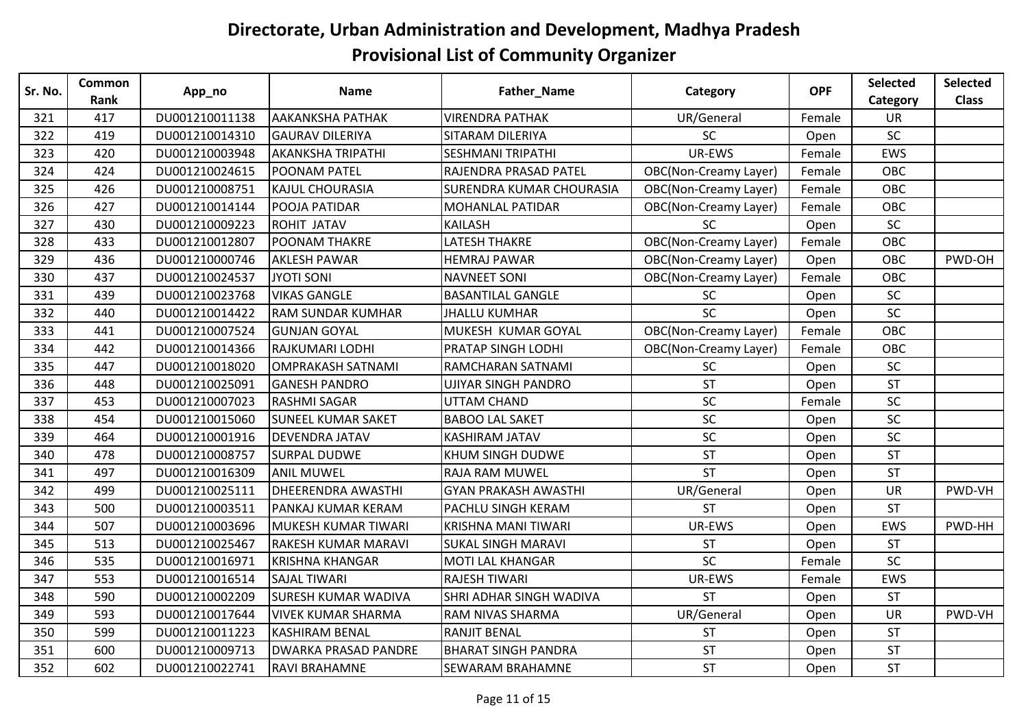# Directorate, Urban Administration and Development, Madhya Pradesh

## Provisional List of Community Organizer

| Sr. No. | Common Rank | App_no | Name | Father_Name | Category | OPF | Selected Category | Selected Class |
|---|---|---|---|---|---|---|---|---|
| 321 | 417 | DU001210011138 | AAKANKSHA PATHAK | VIRENDRA PATHAK | UR/General | Female | UR | |
| 322 | 419 | DU001210014310 | GAURAV DILERIYA | SITARAM DILERIYA | SC | Open | SC | |
| 323 | 420 | DU001210003948 | AKANKSHA TRIPATHI | SESHMANI TRIPATHI | UR-EWS | Female | EWS | |
| 324 | 424 | DU001210024615 | POONAM PATEL | RAJENDRA PRASAD PATEL | OBC(Non-Creamy Layer) | Female | OBC | |
| 325 | 426 | DU001210008751 | KAJUL CHOURASIA | SURENDRA KUMAR CHOURASIA | OBC(Non-Creamy Layer) | Female | OBC | |
| 326 | 427 | DU001210014144 | POOJA PATIDAR | MOHANLAL PATIDAR | OBC(Non-Creamy Layer) | Female | OBC | |
| 327 | 430 | DU001210009223 | ROHIT JATAV | KAILASH | SC | Open | SC | |
| 328 | 433 | DU001210012807 | POONAM THAKRE | LATESH THAKRE | OBC(Non-Creamy Layer) | Female | OBC | |
| 329 | 436 | DU001210000746 | AKLESH PAWAR | HEMRAJ PAWAR | OBC(Non-Creamy Layer) | Open | OBC | PWD-OH |
| 330 | 437 | DU001210024537 | JYOTI SONI | NAVNEET SONI | OBC(Non-Creamy Layer) | Female | OBC | |
| 331 | 439 | DU001210023768 | VIKAS GANGLE | BASANTILAL GANGLE | SC | Open | SC | |
| 332 | 440 | DU001210014422 | RAM SUNDAR KUMHAR | JHALLU KUMHAR | SC | Open | SC | |
| 333 | 441 | DU001210007524 | GUNJAN GOYAL | MUKESH KUMAR GOYAL | OBC(Non-Creamy Layer) | Female | OBC | |
| 334 | 442 | DU001210014366 | RAJKUMARI LODHI | PRATAP SINGH LODHI | OBC(Non-Creamy Layer) | Female | OBC | |
| 335 | 447 | DU001210018020 | OMPRAKASH SATNAMI | RAMCHARAN SATNAMI | SC | Open | SC | |
| 336 | 448 | DU001210025091 | GANESH PANDRO | UJIYAR SINGH PANDRO | ST | Open | ST | |
| 337 | 453 | DU001210007023 | RASHMI SAGAR | UTTAM CHAND | SC | Female | SC | |
| 338 | 454 | DU001210015060 | SUNEEL KUMAR SAKET | BABOO LAL SAKET | SC | Open | SC | |
| 339 | 464 | DU001210001916 | DEVENDRA JATAV | KASHIRAM JATAV | SC | Open | SC | |
| 340 | 478 | DU001210008757 | SURPAL DUDWE | KHUM SINGH DUDWE | ST | Open | ST | |
| 341 | 497 | DU001210016309 | ANIL MUWEL | RAJA RAM MUWEL | ST | Open | ST | |
| 342 | 499 | DU001210025111 | DHEERENDRA AWASTHI | GYAN PRAKASH AWASTHI | UR/General | Open | UR | PWD-VH |
| 343 | 500 | DU001210003511 | PANKAJ KUMAR KERAM | PACHLU SINGH KERAM | ST | Open | ST | |
| 344 | 507 | DU001210003696 | MUKESH KUMAR TIWARI | KRISHNA MANI TIWARI | UR-EWS | Open | EWS | PWD-HH |
| 345 | 513 | DU001210025467 | RAKESH KUMAR MARAVI | SUKAL SINGH MARAVI | ST | Open | ST | |
| 346 | 535 | DU001210016971 | KRISHNA KHANGAR | MOTI LAL KHANGAR | SC | Female | SC | |
| 347 | 553 | DU001210016514 | SAJAL TIWARI | RAJESH TIWARI | UR-EWS | Female | EWS | |
| 348 | 590 | DU001210002209 | SURESH KUMAR WADIVA | SHRI ADHAR SINGH WADIVA | ST | Open | ST | |
| 349 | 593 | DU001210017644 | VIVEK KUMAR SHARMA | RAM NIVAS SHARMA | UR/General | Open | UR | PWD-VH |
| 350 | 599 | DU001210011223 | KASHIRAM BENAL | RANJIT BENAL | ST | Open | ST | |
| 351 | 600 | DU001210009713 | DWARKA PRASAD PANDRE | BHARAT SINGH PANDRA | ST | Open | ST | |
| 352 | 602 | DU001210022741 | RAVI BRAHAMNE | SEWARAM BRAHAMNE | ST | Open | ST | |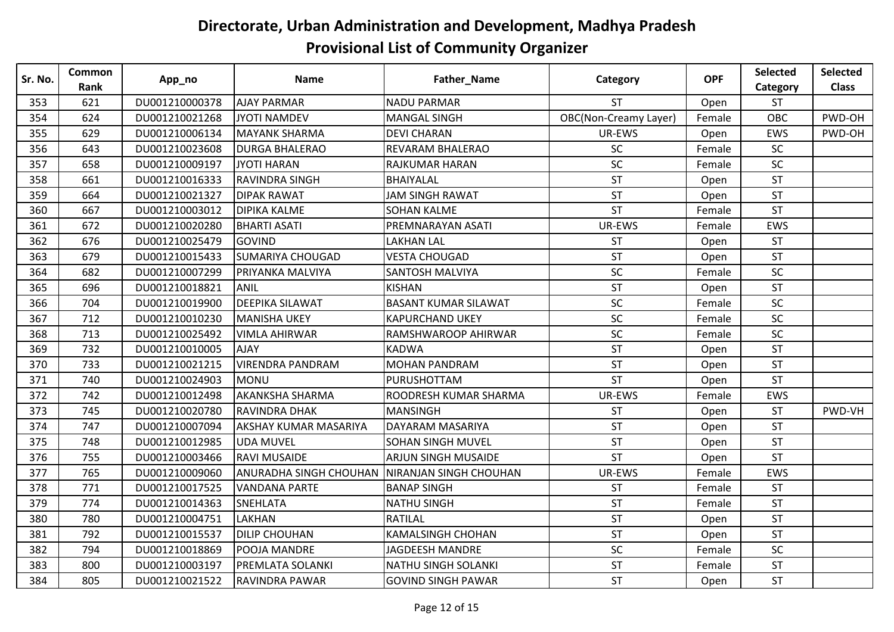# Directorate, Urban Administration and Development, Madhya Pradesh

## Provisional List of Community Organizer

| Sr. No. | Common Rank | App_no | Name | Father_Name | Category | OPF | Selected Category | Selected Class |
|---|---|---|---|---|---|---|---|---|
| 353 | 621 | DU001210000378 | AJAY PARMAR | NADU PARMAR | ST | Open | ST | |
| 354 | 624 | DU001210021268 | JYOTI NAMDEV | MANGAL SINGH | OBC(Non-Creamy Layer) | Female | OBC | PWD-OH |
| 355 | 629 | DU001210006134 | MAYANK SHARMA | DEVI CHARAN | UR-EWS | Open | EWS | PWD-OH |
| 356 | 643 | DU001210023608 | DURGA BHALERAO | REVARAM BHALERAO | SC | Female | SC | |
| 357 | 658 | DU001210009197 | JYOTI HARAN | RAJKUMAR HARAN | SC | Female | SC | |
| 358 | 661 | DU001210016333 | RAVINDRA SINGH | BHAIYALAL | ST | Open | ST | |
| 359 | 664 | DU001210021327 | DIPAK RAWAT | JAM SINGH RAWAT | ST | Open | ST | |
| 360 | 667 | DU001210003012 | DIPIKA KALME | SOHAN KALME | ST | Female | ST | |
| 361 | 672 | DU001210020280 | BHARTI ASATI | PREMNARAYAN ASATI | UR-EWS | Female | EWS | |
| 362 | 676 | DU001210025479 | GOVIND | LAKHAN LAL | ST | Open | ST | |
| 363 | 679 | DU001210015433 | SUMARIYA CHOUGAD | VESTA CHOUGAD | ST | Open | ST | |
| 364 | 682 | DU001210007299 | PRIYANKA MALVIYA | SANTOSH MALVIYA | SC | Female | SC | |
| 365 | 696 | DU001210018821 | ANIL | KISHAN | ST | Open | ST | |
| 366 | 704 | DU001210019900 | DEEPIKA SILAWAT | BASANT KUMAR SILAWAT | SC | Female | SC | |
| 367 | 712 | DU001210010230 | MANISHA UKEY | KAPURCHAND UKEY | SC | Female | SC | |
| 368 | 713 | DU001210025492 | VIMLA AHIRWAR | RAMSHWAROOP AHIRWAR | SC | Female | SC | |
| 369 | 732 | DU001210010005 | AJAY | KADWA | ST | Open | ST | |
| 370 | 733 | DU001210021215 | VIRENDRA PANDRAM | MOHAN PANDRAM | ST | Open | ST | |
| 371 | 740 | DU001210024903 | MONU | PURUSHOTTAM | ST | Open | ST | |
| 372 | 742 | DU001210012498 | AKANKSHA SHARMA | ROODRESH KUMAR SHARMA | UR-EWS | Female | EWS | |
| 373 | 745 | DU001210020780 | RAVINDRA DHAK | MANSINGH | ST | Open | ST | PWD-VH |
| 374 | 747 | DU001210007094 | AKSHAY KUMAR MASARIYA | DAYARAM MASARIYA | ST | Open | ST | |
| 375 | 748 | DU001210012985 | UDA MUVEL | SOHAN SINGH MUVEL | ST | Open | ST | |
| 376 | 755 | DU001210003466 | RAVI MUSAIDE | ARJUN SINGH MUSAIDE | ST | Open | ST | |
| 377 | 765 | DU001210009060 | ANURADHA SINGH CHOUHAN | NIRANJAN SINGH CHOUHAN | UR-EWS | Female | EWS | |
| 378 | 771 | DU001210017525 | VANDANA PARTE | BANAP SINGH | ST | Female | ST | |
| 379 | 774 | DU001210014363 | SNEHLATA | NATHU SINGH | ST | Female | ST | |
| 380 | 780 | DU001210004751 | LAKHAN | RATILAL | ST | Open | ST | |
| 381 | 792 | DU001210015537 | DILIP CHOUHAN | KAMALSINGH CHOHAN | ST | Open | ST | |
| 382 | 794 | DU001210018869 | POOJA MANDRE | JAGDEESH MANDRE | SC | Female | SC | |
| 383 | 800 | DU001210003197 | PREMLATA SOLANKI | NATHU SINGH SOLANKI | ST | Female | ST | |
| 384 | 805 | DU001210021522 | RAVINDRA PAWAR | GOVIND SINGH PAWAR | ST | Open | ST | |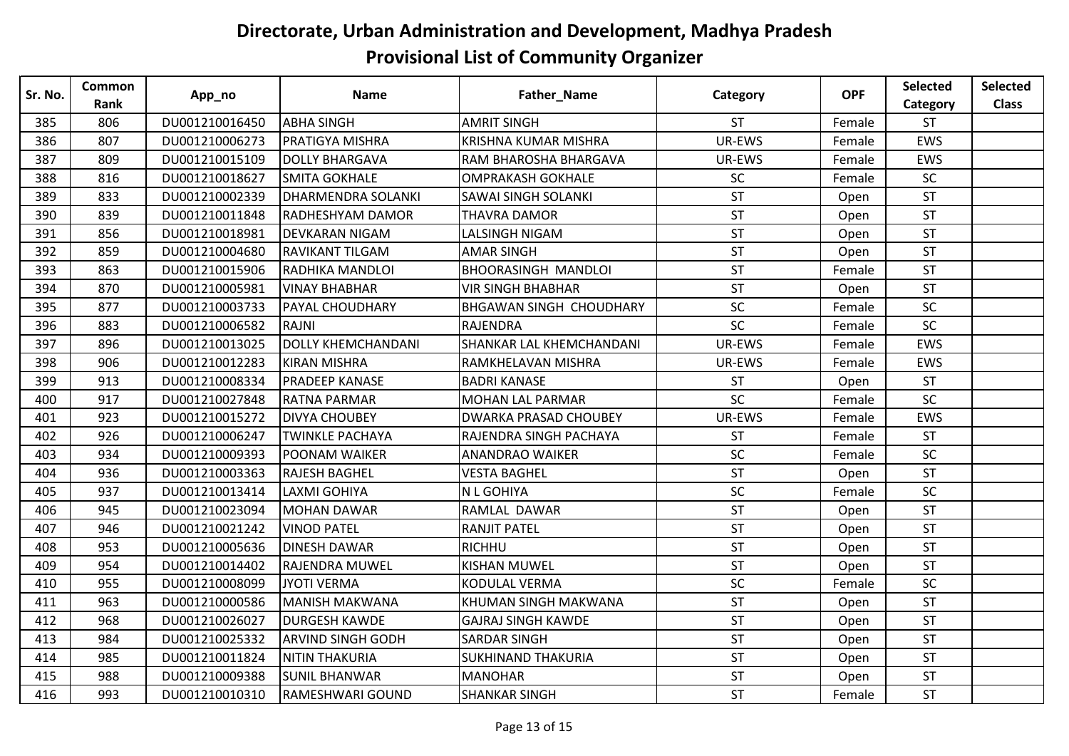# Directorate, Urban Administration and Development, Madhya Pradesh

## Provisional List of Community Organizer

| Sr. No. | Common Rank | App_no | Name | Father_Name | Category | OPF | Selected Category | Selected Class |
|---|---|---|---|---|---|---|---|---|
| 385 | 806 | DU001210016450 | ABHA SINGH | AMRIT SINGH | ST | Female | ST | |
| 386 | 807 | DU001210006273 | PRATIGYA MISHRA | KRISHNA KUMAR MISHRA | UR-EWS | Female | EWS | |
| 387 | 809 | DU001210015109 | DOLLY BHARGAVA | RAM BHAROSHA BHARGAVA | UR-EWS | Female | EWS | |
| 388 | 816 | DU001210018627 | SMITA GOKHALE | OMPRAKASH GOKHALE | SC | Female | SC | |
| 389 | 833 | DU001210002339 | DHARMENDRA SOLANKI | SAWAI SINGH SOLANKI | ST | Open | ST | |
| 390 | 839 | DU001210011848 | RADHESHYAM DAMOR | THAVRA DAMOR | ST | Open | ST | |
| 391 | 856 | DU001210018981 | DEVKARAN NIGAM | LALSINGH NIGAM | ST | Open | ST | |
| 392 | 859 | DU001210004680 | RAVIKANT TILGAM | AMAR SINGH | ST | Open | ST | |
| 393 | 863 | DU001210015906 | RADHIKA MANDLOI | BHOORASINGH MANDLOI | ST | Female | ST | |
| 394 | 870 | DU001210005981 | VINAY BHABHAR | VIR SINGH BHABHAR | ST | Open | ST | |
| 395 | 877 | DU001210003733 | PAYAL CHOUDHARY | BHGAWAN SINGH CHOUDHARY | SC | Female | SC | |
| 396 | 883 | DU001210006582 | RAJNI | RAJENDRA | SC | Female | SC | |
| 397 | 896 | DU001210013025 | DOLLY KHEMCHANDANI | SHANKAR LAL KHEMCHANDANI | UR-EWS | Female | EWS | |
| 398 | 906 | DU001210012283 | KIRAN MISHRA | RAMKHELAVAN MISHRA | UR-EWS | Female | EWS | |
| 399 | 913 | DU001210008334 | PRADEEP KANASE | BADRI KANASE | ST | Open | ST | |
| 400 | 917 | DU001210027848 | RATNA PARMAR | MOHAN LAL PARMAR | SC | Female | SC | |
| 401 | 923 | DU001210015272 | DIVYA CHOUBEY | DWARKA PRASAD CHOUBEY | UR-EWS | Female | EWS | |
| 402 | 926 | DU001210006247 | TWINKLE PACHAYA | RAJENDRA SINGH PACHAYA | ST | Female | ST | |
| 403 | 934 | DU001210009393 | POONAM WAIKER | ANANDRAO WAIKER | SC | Female | SC | |
| 404 | 936 | DU001210003363 | RAJESH BAGHEL | VESTA BAGHEL | ST | Open | ST | |
| 405 | 937 | DU001210013414 | LAXMI GOHIYA | N L GOHIYA | SC | Female | SC | |
| 406 | 945 | DU001210023094 | MOHAN DAWAR | RAMLAL DAWAR | ST | Open | ST | |
| 407 | 946 | DU001210021242 | VINOD PATEL | RANJIT PATEL | ST | Open | ST | |
| 408 | 953 | DU001210005636 | DINESH DAWAR | RICHHU | ST | Open | ST | |
| 409 | 954 | DU001210014402 | RAJENDRA MUWEL | KISHAN MUWEL | ST | Open | ST | |
| 410 | 955 | DU001210008099 | JYOTI VERMA | KODULAL VERMA | SC | Female | SC | |
| 411 | 963 | DU001210000586 | MANISH MAKWANA | KHUMAN SINGH MAKWANA | ST | Open | ST | |
| 412 | 968 | DU001210026027 | DURGESH KAWDE | GAJRAJ SINGH KAWDE | ST | Open | ST | |
| 413 | 984 | DU001210025332 | ARVIND SINGH GODH | SARDAR SINGH | ST | Open | ST | |
| 414 | 985 | DU001210011824 | NITIN THAKURIA | SUKHINAND THAKURIA | ST | Open | ST | |
| 415 | 988 | DU001210009388 | SUNIL BHANWAR | MANOHAR | ST | Open | ST | |
| 416 | 993 | DU001210010310 | RAMESHWARI GOUND | SHANKAR SINGH | ST | Female | ST | |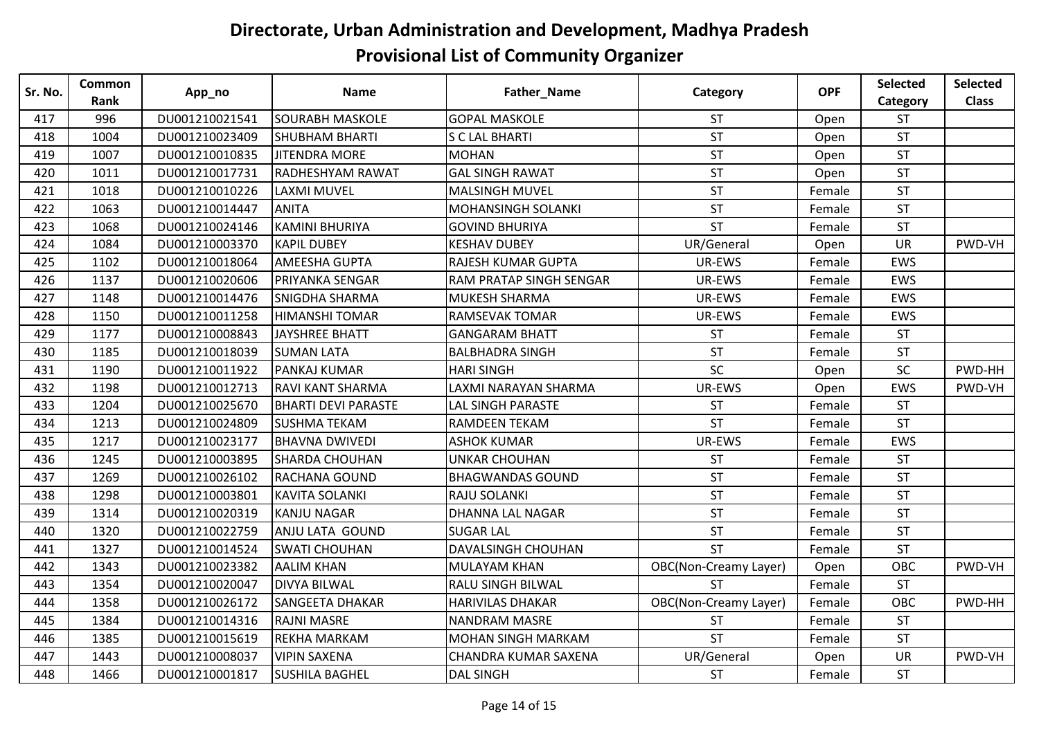# Directorate, Urban Administration and Development, Madhya Pradesh

## Provisional List of Community Organizer

| Sr. No. | Common Rank | App_no | Name | Father_Name | Category | OPF | Selected Category | Selected Class |
|---|---|---|---|---|---|---|---|---|
| 417 | 996 | DU001210021541 | SOURABH MASKOLE | GOPAL MASKOLE | ST | Open | ST | |
| 418 | 1004 | DU001210023409 | SHUBHAM BHARTI | S C LAL BHARTI | ST | Open | ST | |
| 419 | 1007 | DU001210010835 | JITENDRA MORE | MOHAN | ST | Open | ST | |
| 420 | 1011 | DU001210017731 | RADHESHYAM RAWAT | GAL SINGH RAWAT | ST | Open | ST | |
| 421 | 1018 | DU001210010226 | LAXMI MUVEL | MALSINGH MUVEL | ST | Female | ST | |
| 422 | 1063 | DU001210014447 | ANITA | MOHANSINGH SOLANKI | ST | Female | ST | |
| 423 | 1068 | DU001210024146 | KAMINI BHURIYA | GOVIND BHURIYA | ST | Female | ST | |
| 424 | 1084 | DU001210003370 | KAPIL DUBEY | KESHAV DUBEY | UR/General | Open | UR | PWD-VH |
| 425 | 1102 | DU001210018064 | AMEESHA GUPTA | RAJESH KUMAR GUPTA | UR-EWS | Female | EWS | |
| 426 | 1137 | DU001210020606 | PRIYANKA SENGAR | RAM PRATAP SINGH SENGAR | UR-EWS | Female | EWS | |
| 427 | 1148 | DU001210014476 | SNIGDHA SHARMA | MUKESH SHARMA | UR-EWS | Female | EWS | |
| 428 | 1150 | DU001210011258 | HIMANSHI TOMAR | RAMSEVAK TOMAR | UR-EWS | Female | EWS | |
| 429 | 1177 | DU001210008843 | JAYSHREE BHATT | GANGARAM BHATT | ST | Female | ST | |
| 430 | 1185 | DU001210018039 | SUMAN LATA | BALBHADRA SINGH | ST | Female | ST | |
| 431 | 1190 | DU001210011922 | PANKAJ KUMAR | HARI SINGH | SC | Open | SC | PWD-HH |
| 432 | 1198 | DU001210012713 | RAVI KANT SHARMA | LAXMI NARAYAN SHARMA | UR-EWS | Open | EWS | PWD-VH |
| 433 | 1204 | DU001210025670 | BHARTI DEVI PARASTE | LAL SINGH PARASTE | ST | Female | ST | |
| 434 | 1213 | DU001210024809 | SUSHMA TEKAM | RAMDEEN TEKAM | ST | Female | ST | |
| 435 | 1217 | DU001210023177 | BHAVNA DWIVEDI | ASHOK KUMAR | UR-EWS | Female | EWS | |
| 436 | 1245 | DU001210003895 | SHARDA CHOUHAN | UNKAR CHOUHAN | ST | Female | ST | |
| 437 | 1269 | DU001210026102 | RACHANA GOUND | BHAGWANDAS GOUND | ST | Female | ST | |
| 438 | 1298 | DU001210003801 | KAVITA SOLANKI | RAJU SOLANKI | ST | Female | ST | |
| 439 | 1314 | DU001210020319 | KANJU NAGAR | DHANNA LAL NAGAR | ST | Female | ST | |
| 440 | 1320 | DU001210022759 | ANJU LATA GOUND | SUGAR LAL | ST | Female | ST | |
| 441 | 1327 | DU001210014524 | SWATI CHOUHAN | DAVALSINGH CHOUHAN | ST | Female | ST | |
| 442 | 1343 | DU001210023382 | AALIM KHAN | MULAYAM KHAN | OBC(Non-Creamy Layer) | Open | OBC | PWD-VH |
| 443 | 1354 | DU001210020047 | DIVYA BILWAL | RALU SINGH BILWAL | ST | Female | ST | |
| 444 | 1358 | DU001210026172 | SANGEETA DHAKAR | HARIVILAS DHAKAR | OBC(Non-Creamy Layer) | Female | OBC | PWD-HH |
| 445 | 1384 | DU001210014316 | RAJNI MASRE | NANDRAM MASRE | ST | Female | ST | |
| 446 | 1385 | DU001210015619 | REKHA MARKAM | MOHAN SINGH MARKAM | ST | Female | ST | |
| 447 | 1443 | DU001210008037 | VIPIN SAXENA | CHANDRA KUMAR SAXENA | UR/General | Open | UR | PWD-VH |
| 448 | 1466 | DU001210001817 | SUSHILA BAGHEL | DAL SINGH | ST | Female | ST | |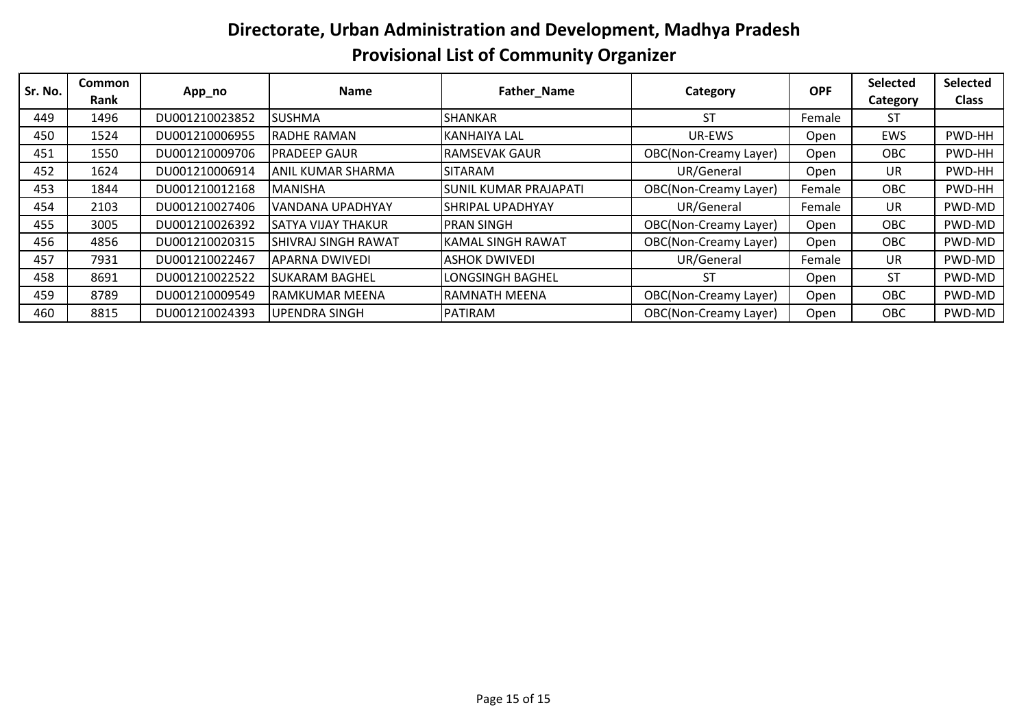# Directorate, Urban Administration and Development, Madhya Pradesh

## Provisional List of Community Organizer

| Sr. No. | Common Rank | App_no | Name | Father_Name | Category | OPF | Selected Category | Selected Class |
|---|---|---|---|---|---|---|---|---|
| 449 | 1496 | DU001210023852 | SUSHMA | SHANKAR | ST | Female | ST | |
| 450 | 1524 | DU001210006955 | RADHE RAMAN | KANHAIYA LAL | UR-EWS | Open | EWS | PWD-HH |
| 451 | 1550 | DU001210009706 | PRADEEP GAUR | RAMSEVAK GAUR | OBC(Non-Creamy Layer) | Open | OBC | PWD-HH |
| 452 | 1624 | DU001210006914 | ANIL KUMAR SHARMA | SITARAM | UR/General | Open | UR | PWD-HH |
| 453 | 1844 | DU001210012168 | MANISHA | SUNIL KUMAR PRAJAPATI | OBC(Non-Creamy Layer) | Female | OBC | PWD-HH |
| 454 | 2103 | DU001210027406 | VANDANA UPADHYAY | SHRIPAL UPADHYAY | UR/General | Female | UR | PWD-MD |
| 455 | 3005 | DU001210026392 | SATYA VIJAY THAKUR | PRAN SINGH | OBC(Non-Creamy Layer) | Open | OBC | PWD-MD |
| 456 | 4856 | DU001210020315 | SHIVRAJ SINGH RAWAT | KAMAL SINGH RAWAT | OBC(Non-Creamy Layer) | Open | OBC | PWD-MD |
| 457 | 7931 | DU001210022467 | APARNA DWIVEDI | ASHOK DWIVEDI | UR/General | Female | UR | PWD-MD |
| 458 | 8691 | DU001210022522 | SUKARAM BAGHEL | LONGSINGH BAGHEL | ST | Open | ST | PWD-MD |
| 459 | 8789 | DU001210009549 | RAMKUMAR MEENA | RAMNATH MEENA | OBC(Non-Creamy Layer) | Open | OBC | PWD-MD |
| 460 | 8815 | DU001210024393 | UPENDRA SINGH | PATIRAM | OBC(Non-Creamy Layer) | Open | OBC | PWD-MD |